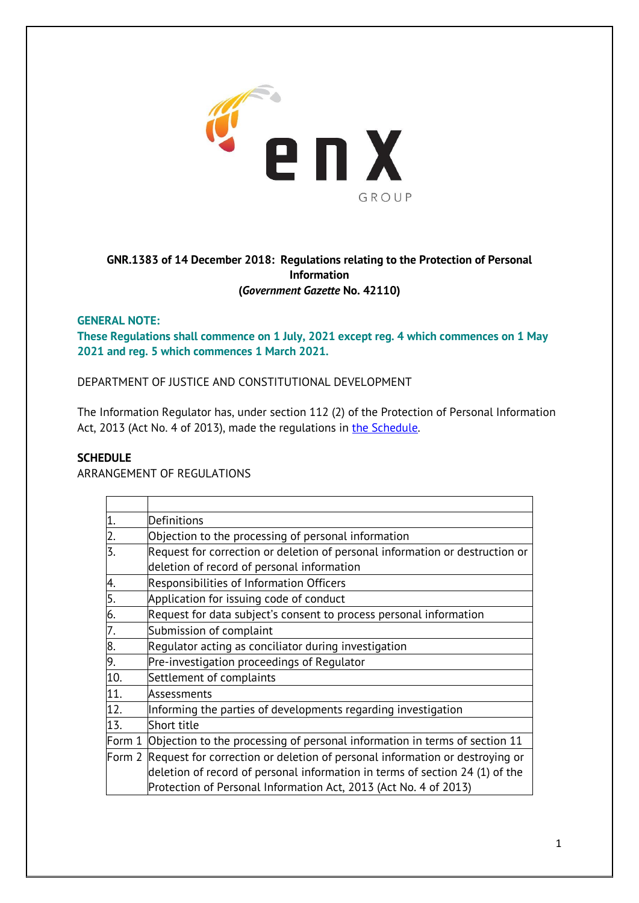**GNR.1383 of 14 December 2018: Regulations relating to the Protection of Personal Information**
**(*Government Gazette* No. 42110)**

**GENERAL NOTE:**
**These Regulations shall commence on 1 July, 2021 except reg. 4 which commences on 1 May 2021 and reg. 5 which commences 1 March 2021.**

DEPARTMENT OF JUSTICE AND CONSTITUTIONAL DEVELOPMENT

The Information Regulator has, under section 112 (2) of the Protection of Personal Information Act, 2013 (Act No. 4 of 2013), made the regulations in the Schedule.

**SCHEDULE**
ARRANGEMENT OF REGULATIONS

| | |
|---|---|
| 1. | Definitions |
| 2. | Objection to the processing of personal information |
| 3. | Request for correction or deletion of personal information or destruction or deletion of record of personal information |
| 4. | Responsibilities of Information Officers |
| 5. | Application for issuing code of conduct |
| 6. | Request for data subject's consent to process personal information |
| 7. | Submission of complaint |
| 8. | Regulator acting as conciliator during investigation |
| 9. | Pre-investigation proceedings of Regulator |
| 10. | Settlement of complaints |
| 11. | Assessments |
| 12. | Informing the parties of developments regarding investigation |
| 13. | Short title |
| Form 1 | Objection to the processing of personal information in terms of section 11 |
| Form 2 | Request for correction or deletion of personal information or destroying or deletion of record of personal information in terms of section 24 (1) of the Protection of Personal Information Act, 2013 (Act No. 4 of 2013) |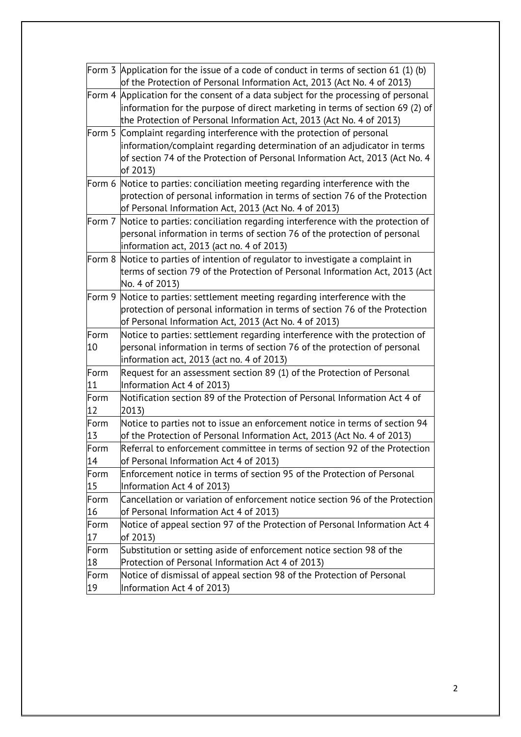| | |
|---|---|
| Form 3 | Application for the issue of a code of conduct in terms of section 61 (1) (b) of the Protection of Personal Information Act, 2013 (Act No. 4 of 2013) |
| Form 4 | Application for the consent of a data subject for the processing of personal information for the purpose of direct marketing in terms of section 69 (2) of the Protection of Personal Information Act, 2013 (Act No. 4 of 2013) |
| Form 5 | Complaint regarding interference with the protection of personal information/complaint regarding determination of an adjudicator in terms of section 74 of the Protection of Personal Information Act, 2013 (Act No. 4 of 2013) |
| Form 6 | Notice to parties: conciliation meeting regarding interference with the protection of personal information in terms of section 76 of the Protection of Personal Information Act, 2013 (Act No. 4 of 2013) |
| Form 7 | Notice to parties: conciliation regarding interference with the protection of personal information in terms of section 76 of the protection of personal information act, 2013 (act no. 4 of 2013) |
| Form 8 | Notice to parties of intention of regulator to investigate a complaint in terms of section 79 of the Protection of Personal Information Act, 2013 (Act No. 4 of 2013) |
| Form 9 | Notice to parties: settlement meeting regarding interference with the protection of personal information in terms of section 76 of the Protection of Personal Information Act, 2013 (Act No. 4 of 2013) |
| Form 10 | Notice to parties: settlement regarding interference with the protection of personal information in terms of section 76 of the protection of personal information act, 2013 (act no. 4 of 2013) |
| Form 11 | Request for an assessment section 89 (1) of the Protection of Personal Information Act 4 of 2013) |
| Form 12 | Notification section 89 of the Protection of Personal Information Act 4 of 2013) |
| Form 13 | Notice to parties not to issue an enforcement notice in terms of section 94 of the Protection of Personal Information Act, 2013 (Act No. 4 of 2013) |
| Form 14 | Referral to enforcement committee in terms of section 92 of the Protection of Personal Information Act 4 of 2013) |
| Form 15 | Enforcement notice in terms of section 95 of the Protection of Personal Information Act 4 of 2013) |
| Form 16 | Cancellation or variation of enforcement notice section 96 of the Protection of Personal Information Act 4 of 2013) |
| Form 17 | Notice of appeal section 97 of the Protection of Personal Information Act 4 of 2013) |
| Form 18 | Substitution or setting aside of enforcement notice section 98 of the Protection of Personal Information Act 4 of 2013) |
| Form 19 | Notice of dismissal of appeal section 98 of the Protection of Personal Information Act 4 of 2013) |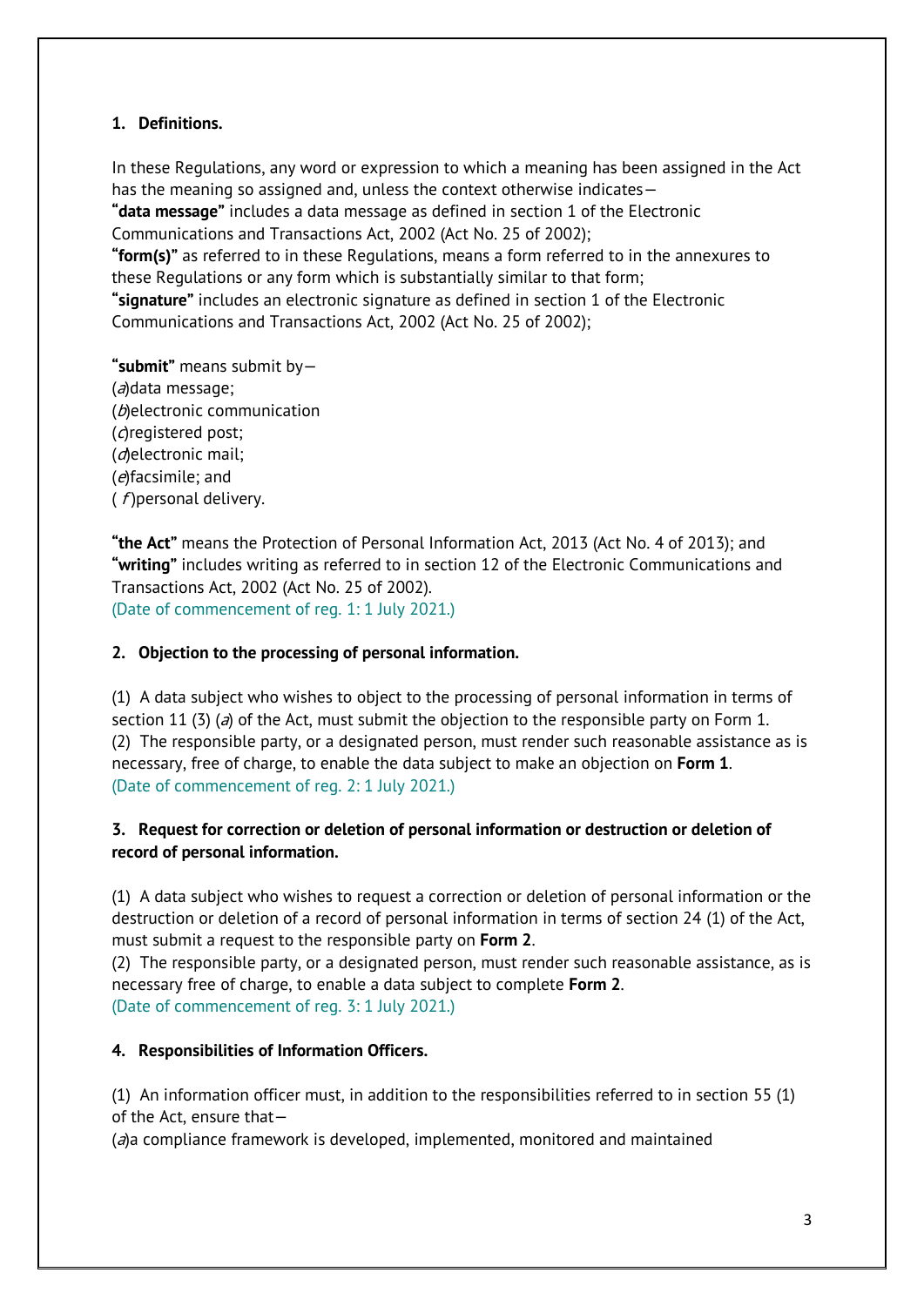### 1. Definitions.

In these Regulations, any word or expression to which a meaning has been assigned in the Act has the meaning so assigned and, unless the context otherwise indicates—
**"data message"** includes a data message as defined in section 1 of the Electronic Communications and Transactions Act, 2002 (Act No. 25 of 2002);
**"form(s)"** as referred to in these Regulations, means a form referred to in the annexures to these Regulations or any form which is substantially similar to that form;
**"signature"** includes an electronic signature as defined in section 1 of the Electronic Communications and Transactions Act, 2002 (Act No. 25 of 2002);

**"submit"** means submit by—
(*a*)data message;
(*b*)electronic communication
(*c*)registered post;
(*d*)electronic mail;
(*e*)facsimile; and
( *f* )personal delivery.

**"the Act"** means the Protection of Personal Information Act, 2013 (Act No. 4 of 2013); and
**"writing"** includes writing as referred to in section 12 of the Electronic Communications and Transactions Act, 2002 (Act No. 25 of 2002).
(Date of commencement of reg. 1: 1 July 2021.)

### 2. Objection to the processing of personal information.

(1) A data subject who wishes to object to the processing of personal information in terms of section 11 (3) (*a*) of the Act, must submit the objection to the responsible party on Form 1.
(2) The responsible party, or a designated person, must render such reasonable assistance as is necessary, free of charge, to enable the data subject to make an objection on **Form 1**.
(Date of commencement of reg. 2: 1 July 2021.)

### 3. Request for correction or deletion of personal information or destruction or deletion of record of personal information.

(1) A data subject who wishes to request a correction or deletion of personal information or the destruction or deletion of a record of personal information in terms of section 24 (1) of the Act, must submit a request to the responsible party on **Form 2**.
(2) The responsible party, or a designated person, must render such reasonable assistance, as is necessary free of charge, to enable a data subject to complete **Form 2**.
(Date of commencement of reg. 3: 1 July 2021.)

### 4. Responsibilities of Information Officers.

(1) An information officer must, in addition to the responsibilities referred to in section 55 (1) of the Act, ensure that—
(*a*)a compliance framework is developed, implemented, monitored and maintained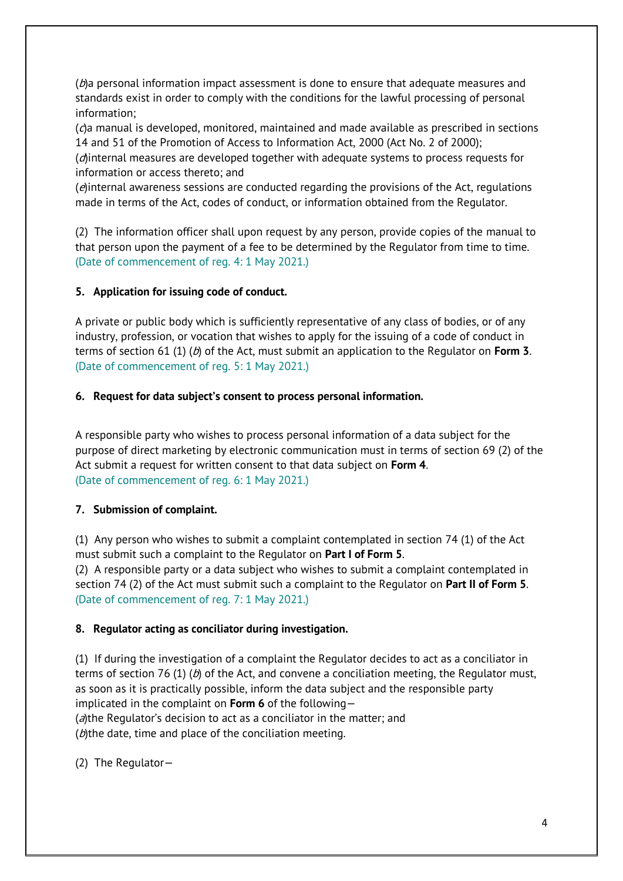(*b*)a personal information impact assessment is done to ensure that adequate measures and standards exist in order to comply with the conditions for the lawful processing of personal information;

(*c*)a manual is developed, monitored, maintained and made available as prescribed in sections 14 and 51 of the Promotion of Access to Information Act, 2000 (Act No. 2 of 2000);

(*d*)internal measures are developed together with adequate systems to process requests for information or access thereto; and

(*e*)internal awareness sessions are conducted regarding the provisions of the Act, regulations made in terms of the Act, codes of conduct, or information obtained from the Regulator.

(2) The information officer shall upon request by any person, provide copies of the manual to that person upon the payment of a fee to be determined by the Regulator from time to time.
(Date of commencement of reg. 4: 1 May 2021.)

**5. Application for issuing code of conduct.**

A private or public body which is sufficiently representative of any class of bodies, or of any industry, profession, or vocation that wishes to apply for the issuing of a code of conduct in terms of section 61 (1) (*b*) of the Act, must submit an application to the Regulator on **Form 3**.
(Date of commencement of reg. 5: 1 May 2021.)

**6. Request for data subject's consent to process personal information.**

A responsible party who wishes to process personal information of a data subject for the purpose of direct marketing by electronic communication must in terms of section 69 (2) of the Act submit a request for written consent to that data subject on **Form 4**.
(Date of commencement of reg. 6: 1 May 2021.)

**7. Submission of complaint.**

(1) Any person who wishes to submit a complaint contemplated in section 74 (1) of the Act must submit such a complaint to the Regulator on **Part I of Form 5**.

(2) A responsible party or a data subject who wishes to submit a complaint contemplated in section 74 (2) of the Act must submit such a complaint to the Regulator on **Part II of Form 5**.
(Date of commencement of reg. 7: 1 May 2021.)

**8. Regulator acting as conciliator during investigation.**

(1) If during the investigation of a complaint the Regulator decides to act as a conciliator in terms of section 76 (1) (*b*) of the Act, and convene a conciliation meeting, the Regulator must, as soon as it is practically possible, inform the data subject and the responsible party implicated in the complaint on **Form 6** of the following—

(*a*)the Regulator's decision to act as a conciliator in the matter; and

(*b*)the date, time and place of the conciliation meeting.

(2) The Regulator—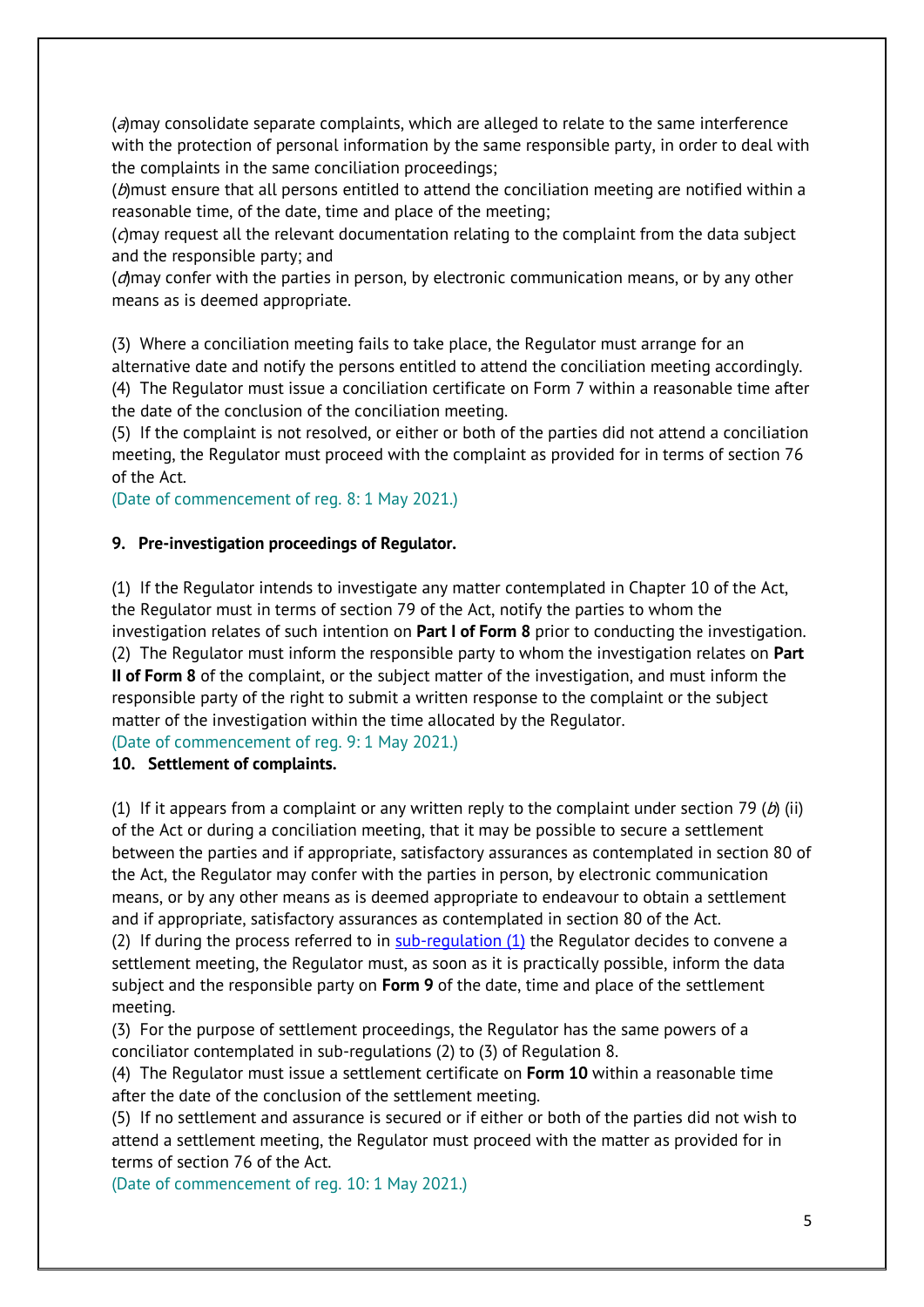(*a*)may consolidate separate complaints, which are alleged to relate to the same interference with the protection of personal information by the same responsible party, in order to deal with the complaints in the same conciliation proceedings;
(*b*)must ensure that all persons entitled to attend the conciliation meeting are notified within a reasonable time, of the date, time and place of the meeting;
(*c*)may request all the relevant documentation relating to the complaint from the data subject and the responsible party; and
(*d*)may confer with the parties in person, by electronic communication means, or by any other means as is deemed appropriate.

(3) Where a conciliation meeting fails to take place, the Regulator must arrange for an alternative date and notify the persons entitled to attend the conciliation meeting accordingly.
(4) The Regulator must issue a conciliation certificate on Form 7 within a reasonable time after the date of the conclusion of the conciliation meeting.
(5) If the complaint is not resolved, or either or both of the parties did not attend a conciliation meeting, the Regulator must proceed with the complaint as provided for in terms of section 76 of the Act.
(Date of commencement of reg. 8: 1 May 2021.)

**9. Pre-investigation proceedings of Regulator.**

(1) If the Regulator intends to investigate any matter contemplated in Chapter 10 of the Act, the Regulator must in terms of section 79 of the Act, notify the parties to whom the investigation relates of such intention on **Part I of Form 8** prior to conducting the investigation.
(2) The Regulator must inform the responsible party to whom the investigation relates on **Part II of Form 8** of the complaint, or the subject matter of the investigation, and must inform the responsible party of the right to submit a written response to the complaint or the subject matter of the investigation within the time allocated by the Regulator.
(Date of commencement of reg. 9: 1 May 2021.)

**10. Settlement of complaints.**

(1) If it appears from a complaint or any written reply to the complaint under section 79 (*b*) (ii) of the Act or during a conciliation meeting, that it may be possible to secure a settlement between the parties and if appropriate, satisfactory assurances as contemplated in section 80 of the Act, the Regulator may confer with the parties in person, by electronic communication means, or by any other means as is deemed appropriate to endeavour to obtain a settlement and if appropriate, satisfactory assurances as contemplated in section 80 of the Act.
(2) If during the process referred to in sub-regulation (1) the Regulator decides to convene a settlement meeting, the Regulator must, as soon as it is practically possible, inform the data subject and the responsible party on **Form 9** of the date, time and place of the settlement meeting.
(3) For the purpose of settlement proceedings, the Regulator has the same powers of a conciliator contemplated in sub-regulations (2) to (3) of Regulation 8.
(4) The Regulator must issue a settlement certificate on **Form 10** within a reasonable time after the date of the conclusion of the settlement meeting.
(5) If no settlement and assurance is secured or if either or both of the parties did not wish to attend a settlement meeting, the Regulator must proceed with the matter as provided for in terms of section 76 of the Act.
(Date of commencement of reg. 10: 1 May 2021.)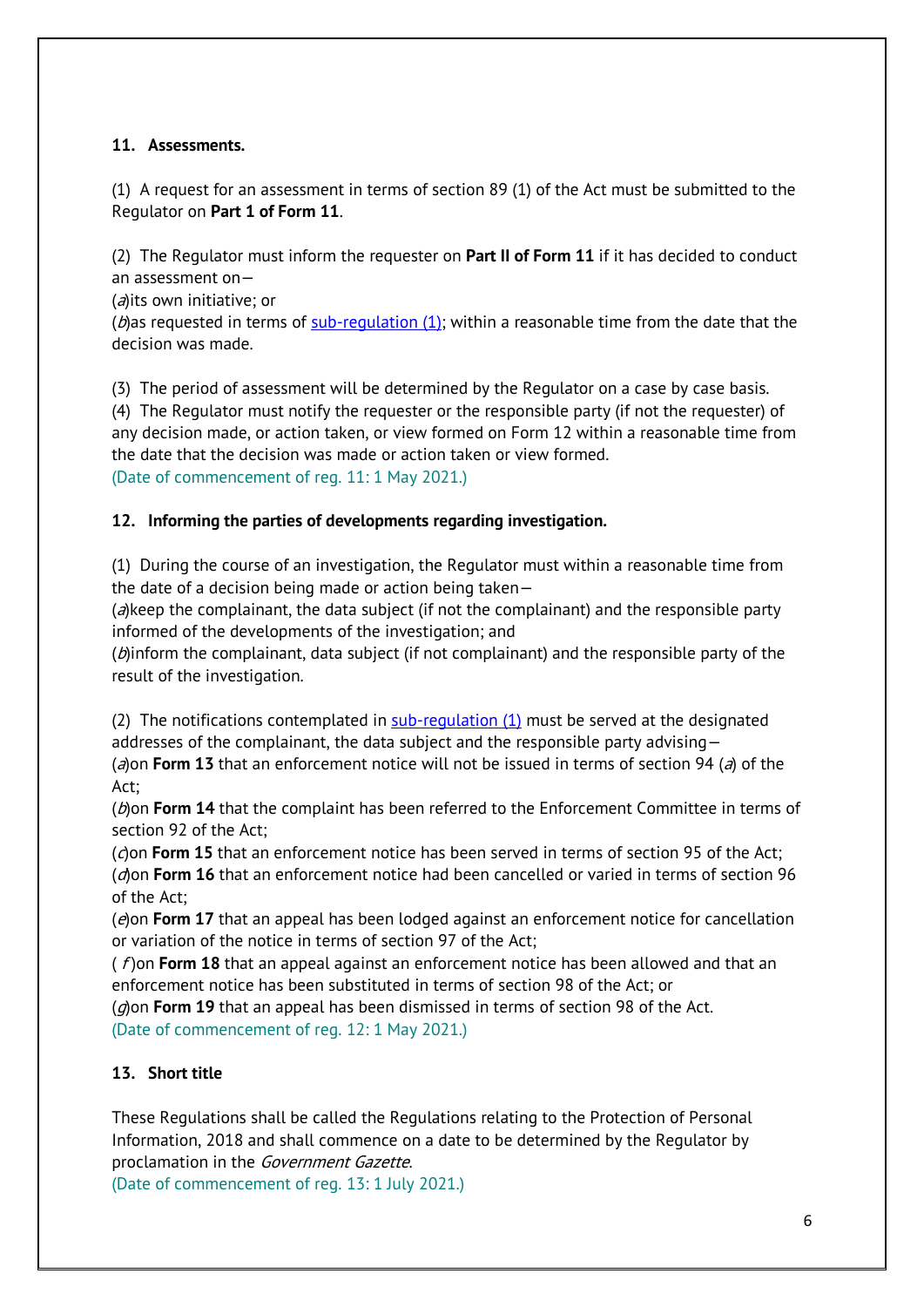### 11. Assessments.

(1) A request for an assessment in terms of section 89 (1) of the Act must be submitted to the Regulator on **Part 1 of Form 11**.

(2) The Regulator must inform the requester on **Part II of Form 11** if it has decided to conduct an assessment on—

(*a*)its own initiative; or

(*b*)as requested in terms of sub-regulation (1); within a reasonable time from the date that the decision was made.

(3) The period of assessment will be determined by the Regulator on a case by case basis.

(4) The Regulator must notify the requester or the responsible party (if not the requester) of any decision made, or action taken, or view formed on Form 12 within a reasonable time from the date that the decision was made or action taken or view formed.

(Date of commencement of reg. 11: 1 May 2021.)

### 12. Informing the parties of developments regarding investigation.

(1) During the course of an investigation, the Regulator must within a reasonable time from the date of a decision being made or action being taken—

(*a*)keep the complainant, the data subject (if not the complainant) and the responsible party informed of the developments of the investigation; and

(*b*)inform the complainant, data subject (if not complainant) and the responsible party of the result of the investigation.

(2) The notifications contemplated in sub-regulation (1) must be served at the designated addresses of the complainant, the data subject and the responsible party advising—

(*a*)on **Form 13** that an enforcement notice will not be issued in terms of section 94 (*a*) of the Act;

(*b*)on **Form 14** that the complaint has been referred to the Enforcement Committee in terms of section 92 of the Act;

(*c*)on **Form 15** that an enforcement notice has been served in terms of section 95 of the Act;

(*d*)on **Form 16** that an enforcement notice had been cancelled or varied in terms of section 96 of the Act;

(*e*)on **Form 17** that an appeal has been lodged against an enforcement notice for cancellation or variation of the notice in terms of section 97 of the Act;

(*f*)on **Form 18** that an appeal against an enforcement notice has been allowed and that an enforcement notice has been substituted in terms of section 98 of the Act; or

(*g*)on **Form 19** that an appeal has been dismissed in terms of section 98 of the Act.

(Date of commencement of reg. 12: 1 May 2021.)

### 13. Short title

These Regulations shall be called the Regulations relating to the Protection of Personal Information, 2018 and shall commence on a date to be determined by the Regulator by proclamation in the *Government Gazette*.

(Date of commencement of reg. 13: 1 July 2021.)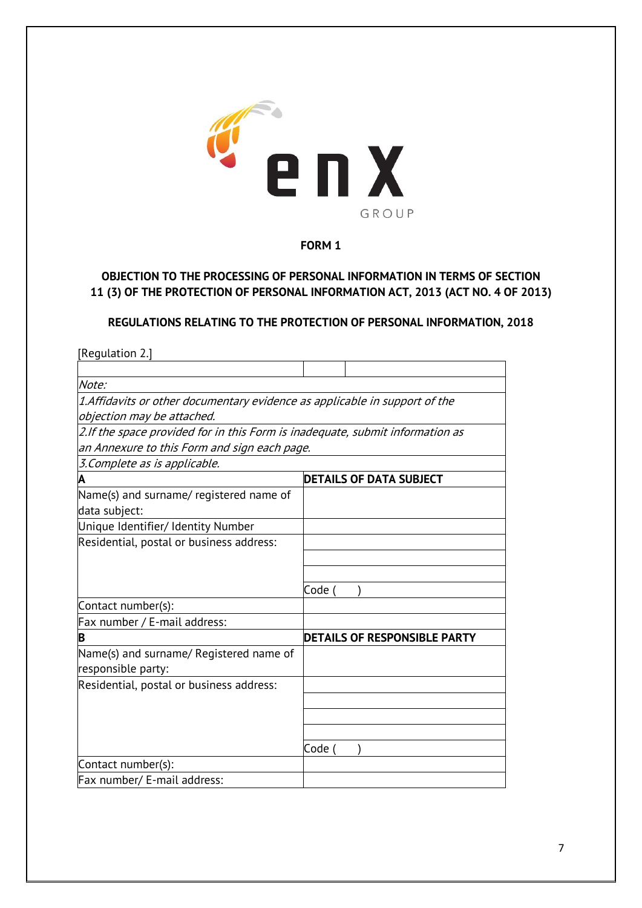**FORM 1**

**OBJECTION TO THE PROCESSING OF PERSONAL INFORMATION IN TERMS OF SECTION 11 (3) OF THE PROTECTION OF PERSONAL INFORMATION ACT, 2013 (ACT NO. 4 OF 2013)**

**REGULATIONS RELATING TO THE PROTECTION OF PERSONAL INFORMATION, 2018**

[Regulation 2.]

| | |
|---|---|
| *Note:* | |
| *1.Affidavits or other documentary evidence as applicable in support of the objection may be attached.* | |
| *2.If the space provided for in this Form is inadequate, submit information as an Annexure to this Form and sign each page.* | |
| *3.Complete as is applicable.* | |
| **A** | **DETAILS OF DATA SUBJECT** |
| Name(s) and surname/ registered name of data subject: | |
| Unique Identifier/ Identity Number | |
| Residential, postal or business address: | |
| | |
| | |
| | Code ( ) |
| Contact number(s): | |
| Fax number / E-mail address: | |
| **B** | **DETAILS OF RESPONSIBLE PARTY** |
| Name(s) and surname/ Registered name of responsible party: | |
| Residential, postal or business address: | |
| | |
| | |
| | |
| | Code ( ) |
| Contact number(s): | |
| Fax number/ E-mail address: | |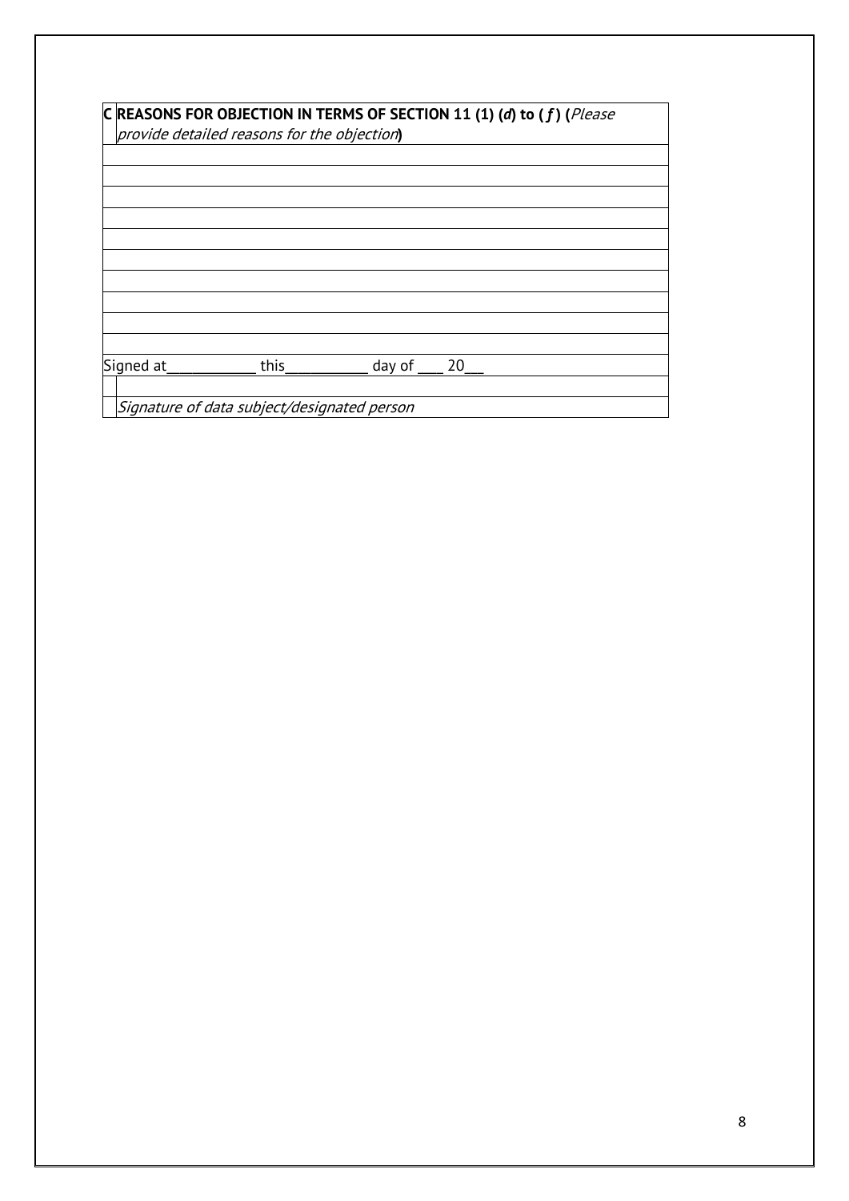| C | **REASONS FOR OBJECTION IN TERMS OF SECTION 11 (1) (*d*) to (*f*) (***Please provide detailed reasons for the objection*****)** |
|---|---|
| | |
| | |
| | |
| | |
| | |
| | |
| | |
| | |
| | |
| | |
| Signed at____________ this___________ day of ____ 20___ | |
| | |
| | *Signature of data subject/designated person* |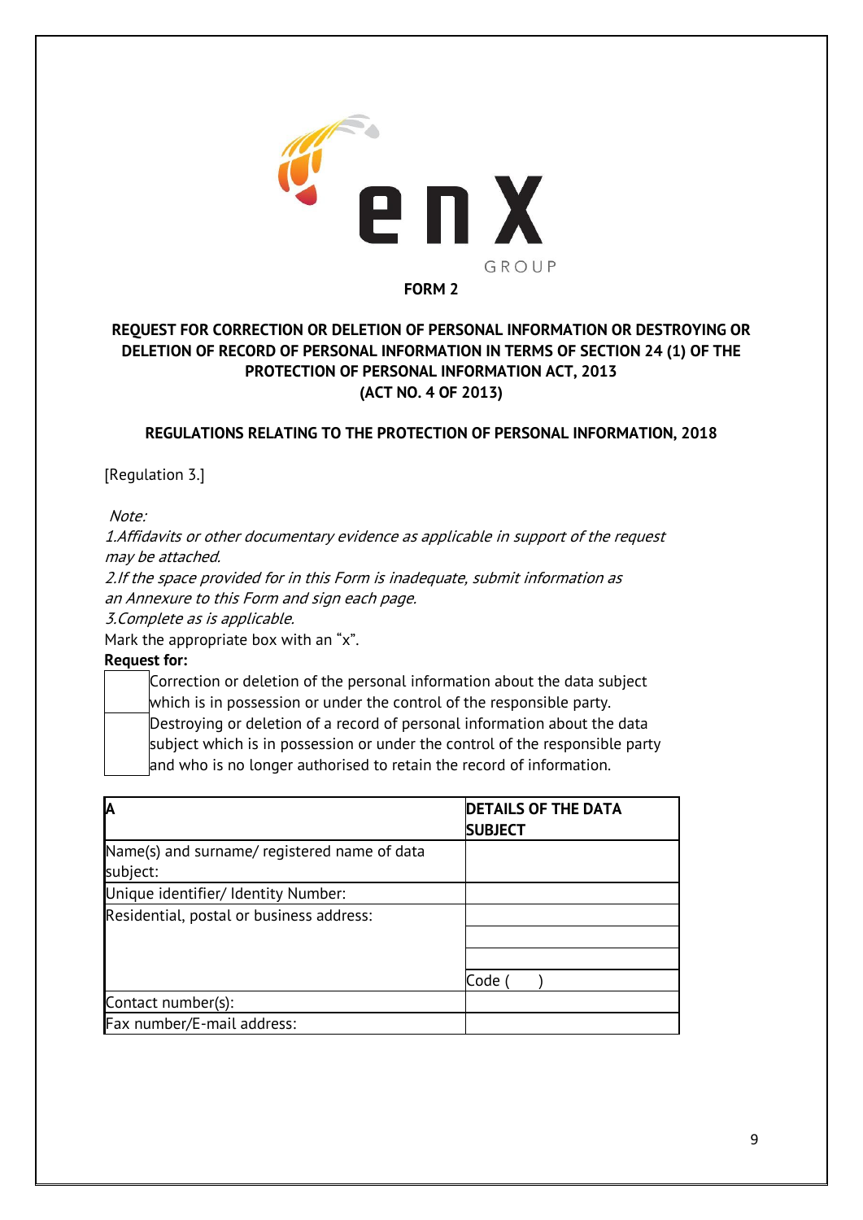**FORM 2**

**REQUEST FOR CORRECTION OR DELETION OF PERSONAL INFORMATION OR DESTROYING OR DELETION OF RECORD OF PERSONAL INFORMATION IN TERMS OF SECTION 24 (1) OF THE PROTECTION OF PERSONAL INFORMATION ACT, 2013 (ACT NO. 4 OF 2013)**

**REGULATIONS RELATING TO THE PROTECTION OF PERSONAL INFORMATION, 2018**

[Regulation 3.]

*Note:*

*1.Affidavits or other documentary evidence as applicable in support of the request may be attached.*

*2.If the space provided for in this Form is inadequate, submit information as an Annexure to this Form and sign each page.*

*3.Complete as is applicable.*

Mark the appropriate box with an "x".

**Request for:**

| | |
|---|---|
| | Correction or deletion of the personal information about the data subject which is in possession or under the control of the responsible party. |
| | Destroying or deletion of a record of personal information about the data subject which is in possession or under the control of the responsible party and who is no longer authorised to retain the record of information. |

| **A** | **DETAILS OF THE DATA SUBJECT** |
|---|---|
| Name(s) and surname/ registered name of data subject: | |
| Unique identifier/ Identity Number: | |
| Residential, postal or business address: | |
| | |
| | |
| | Code (      ) |
| Contact number(s): | |
| Fax number/E-mail address: | |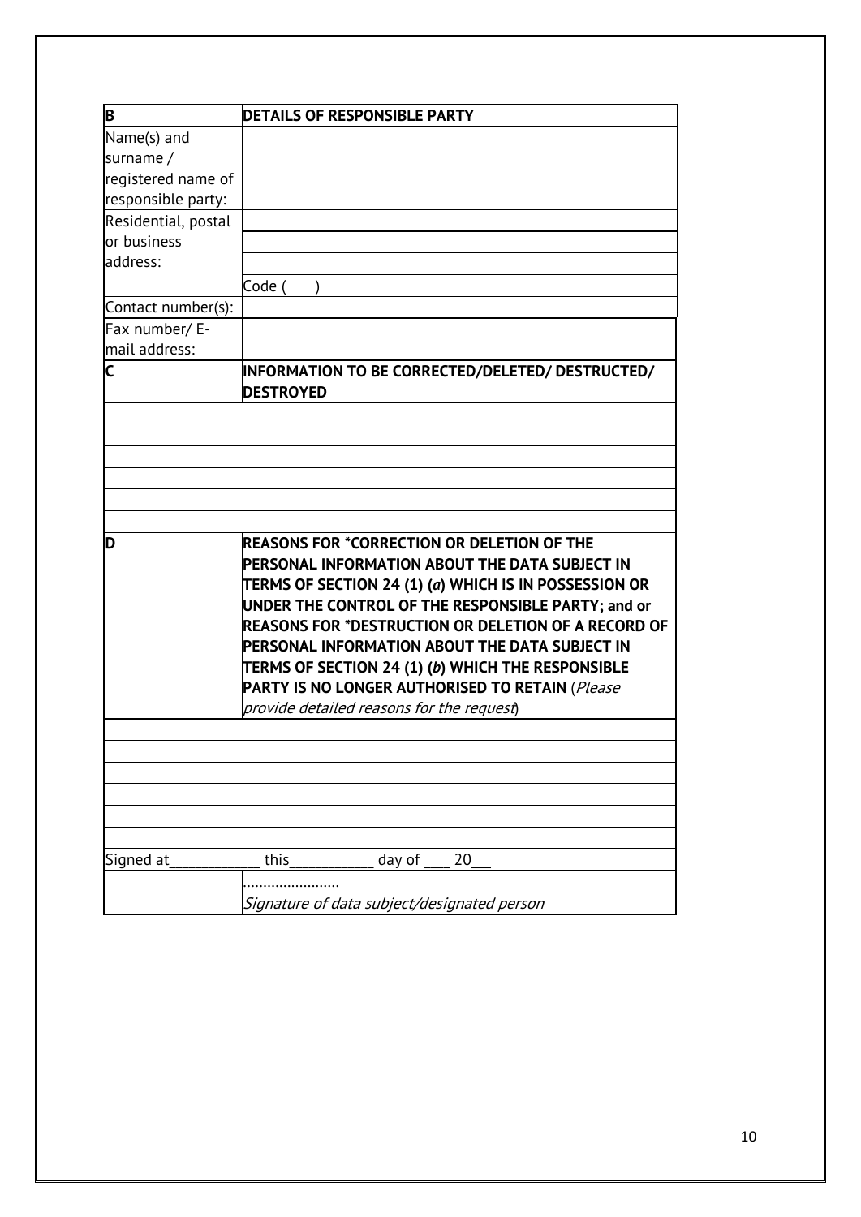| B | DETAILS OF RESPONSIBLE PARTY |
|---|---|
| Name(s) and surname / registered name of responsible party: | |
| Residential, postal or business address: | |
| | |
| | |
| | Code ( ) |
| Contact number(s): | |
| Fax number/ E-mail address: | |
| **C** | **INFORMATION TO BE CORRECTED/DELETED/ DESTRUCTED/ DESTROYED** |
| | |
| | |
| | |
| | |
| | |
| | |
| **D** | **REASONS FOR *CORRECTION OR DELETION OF THE PERSONAL INFORMATION ABOUT THE DATA SUBJECT IN TERMS OF SECTION 24 (1) (*a*) WHICH IS IN POSSESSION OR UNDER THE CONTROL OF THE RESPONSIBLE PARTY; and or REASONS FOR *DESTRUCTION OR DELETION OF A RECORD OF PERSONAL INFORMATION ABOUT THE DATA SUBJECT IN TERMS OF SECTION 24 (1) (*b*) WHICH THE RESPONSIBLE PARTY IS NO LONGER AUTHORISED TO RETAIN** (*Please provide detailed reasons for the request*) |
| | |
| | |
| | |
| | |
| | |
| | |
| Signed at____________ this___________ day of ___ 20__ | |
| | ........................ |
| | *Signature of data subject/designated person* |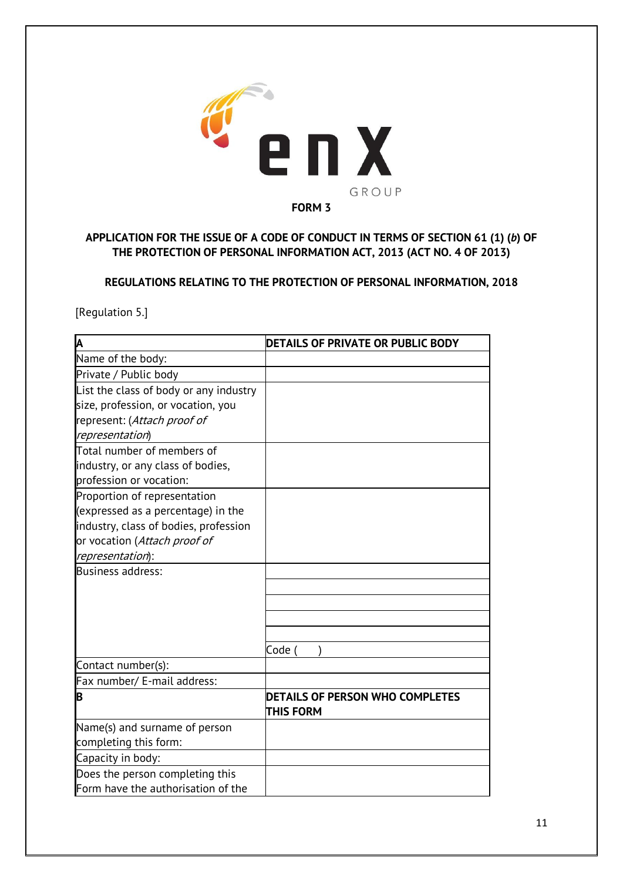## FORM 3

### APPLICATION FOR THE ISSUE OF A CODE OF CONDUCT IN TERMS OF SECTION 61 (1) (*b*) OF THE PROTECTION OF PERSONAL INFORMATION ACT, 2013 (ACT NO. 4 OF 2013)

### REGULATIONS RELATING TO THE PROTECTION OF PERSONAL INFORMATION, 2018

[Regulation 5.]

| **A** | **DETAILS OF PRIVATE OR PUBLIC BODY** |
|---|---|
| Name of the body: | |
| Private / Public body | |
| List the class of body or any industry size, profession, or vocation, you represent: (*Attach proof of representation*) | |
| Total number of members of industry, or any class of bodies, profession or vocation: | |
| Proportion of representation (expressed as a percentage) in the industry, class of bodies, profession or vocation (*Attach proof of representation*): | |
| Business address: | |
| | |
| | |
| | |
| | |
| | Code ( ) |
| Contact number(s): | |
| Fax number/ E-mail address: | |
| **B** | **DETAILS OF PERSON WHO COMPLETES THIS FORM** |
| Name(s) and surname of person completing this form: | |
| Capacity in body: | |
| Does the person completing this Form have the authorisation of the | |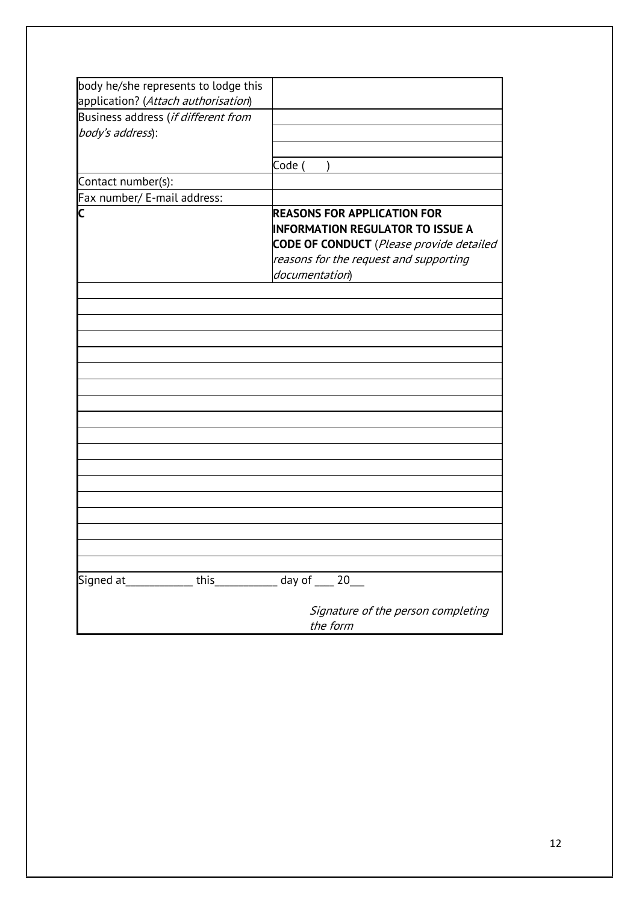| | |
|---|---|
| body he/she represents to lodge this application? (*Attach authorisation*) | |
| Business address (*if different from body's address*): | |
| | |
| | |
| | Code ( ) |
| Contact number(s): | |
| Fax number/ E-mail address: | |
| **C** | **REASONS FOR APPLICATION FOR INFORMATION REGULATOR TO ISSUE A CODE OF CONDUCT** (*Please provide detailed reasons for the request and supporting documentation*) |
| | |
| | |
| | |
| | |
| | |
| | |
| | |
| | |
| | |
| | |
| | |
| | |
| | |
| | |
| | |
| | |
| | |
| | |

Signed at____________ this___________ day of ___ 20__

*Signature of the person completing the form*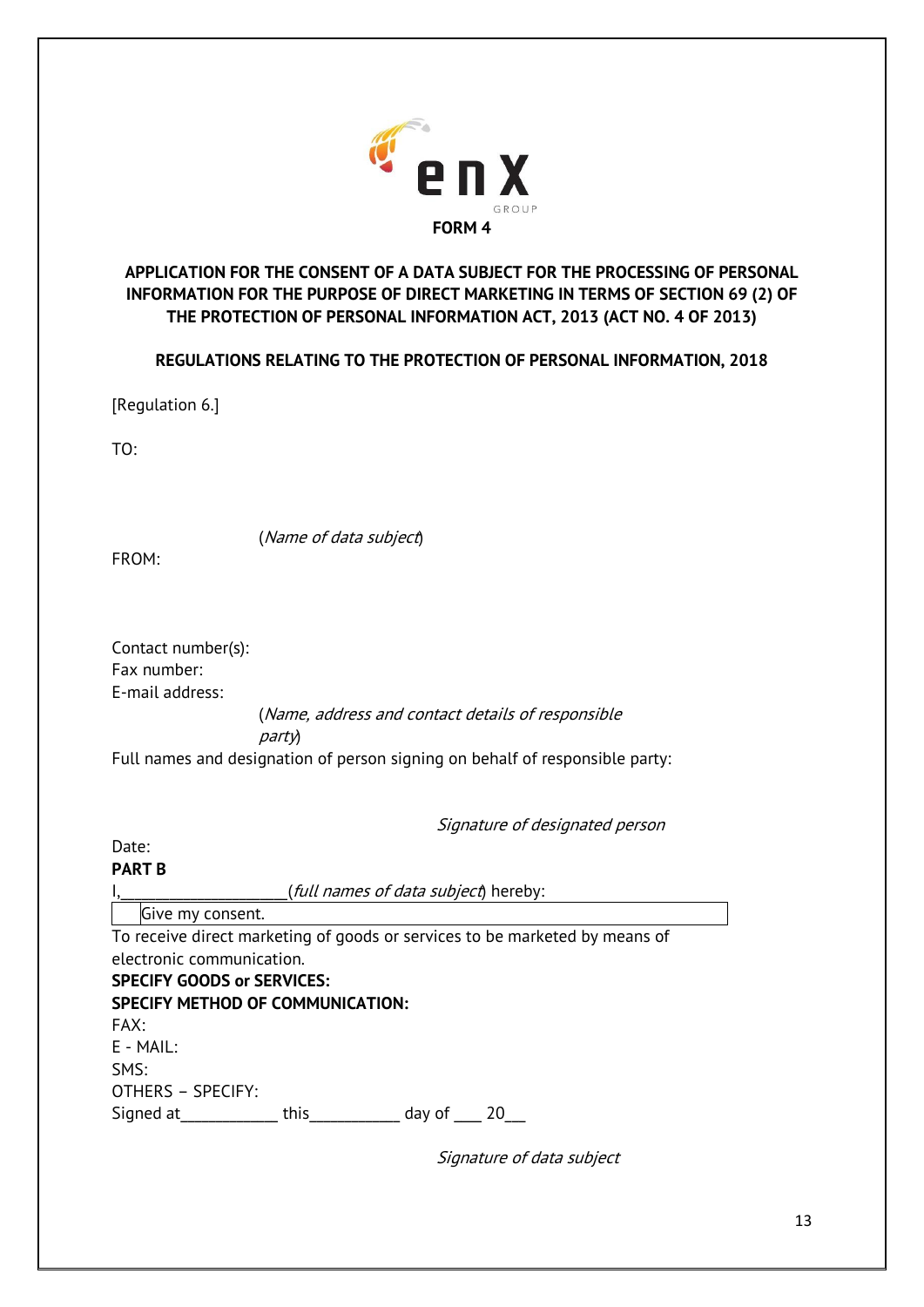**FORM 4**

**APPLICATION FOR THE CONSENT OF A DATA SUBJECT FOR THE PROCESSING OF PERSONAL INFORMATION FOR THE PURPOSE OF DIRECT MARKETING IN TERMS OF SECTION 69 (2) OF THE PROTECTION OF PERSONAL INFORMATION ACT, 2013 (ACT NO. 4 OF 2013)**

**REGULATIONS RELATING TO THE PROTECTION OF PERSONAL INFORMATION, 2018**

[Regulation 6.]

TO:

(*Name of data subject*)

FROM:

Contact number(s):
Fax number:
E-mail address:

(*Name, address and contact details of responsible party*)

Full names and designation of person signing on behalf of responsible party:

*Signature of designated person*

Date:

**PART B**

I,____________________(*full names of data subject*) hereby:

| Give my consent. |
|---|

To receive direct marketing of goods or services to be marketed by means of electronic communication.

**SPECIFY GOODS or SERVICES:**

**SPECIFY METHOD OF COMMUNICATION:**

FAX:
E - MAIL:
SMS:
OTHERS – SPECIFY:

Signed at____________ this___________ day of ___ 20___

*Signature of data subject*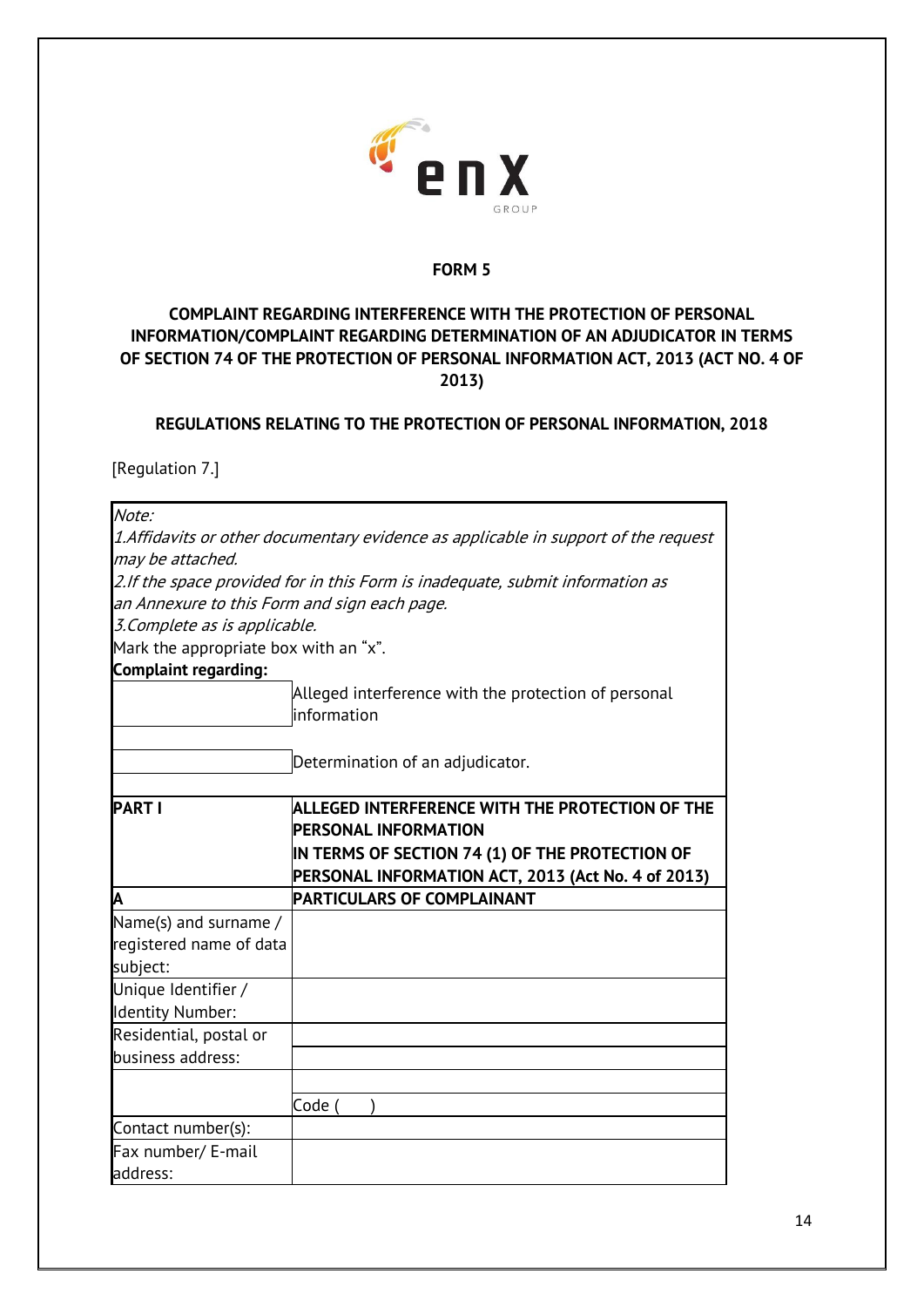**FORM 5**

**COMPLAINT REGARDING INTERFERENCE WITH THE PROTECTION OF PERSONAL INFORMATION/COMPLAINT REGARDING DETERMINATION OF AN ADJUDICATOR IN TERMS OF SECTION 74 OF THE PROTECTION OF PERSONAL INFORMATION ACT, 2013 (ACT NO. 4 OF 2013)**

**REGULATIONS RELATING TO THE PROTECTION OF PERSONAL INFORMATION, 2018**

[Regulation 7.]

*Note:*
*1.Affidavits or other documentary evidence as applicable in support of the request may be attached.*
*2.If the space provided for in this Form is inadequate, submit information as an Annexure to this Form and sign each page.*
*3.Complete as is applicable.*

Mark the appropriate box with an "x".

**Complaint regarding:**

| | |
|---|---|
| | Alleged interference with the protection of personal information |
| | Determination of an adjudicator. |

| **PART I** | **ALLEGED INTERFERENCE WITH THE PROTECTION OF THE PERSONAL INFORMATION IN TERMS OF SECTION 74 (1) OF THE PROTECTION OF PERSONAL INFORMATION ACT, 2013 (Act No. 4 of 2013)** |
|---|---|
| **A** | **PARTICULARS OF COMPLAINANT** |
| Name(s) and surname / registered name of data subject: | |
| Unique Identifier / Identity Number: | |
| Residential, postal or business address: | |
| | |
| | |
| | Code ( ) |
| Contact number(s): | |
| Fax number/ E-mail address: | |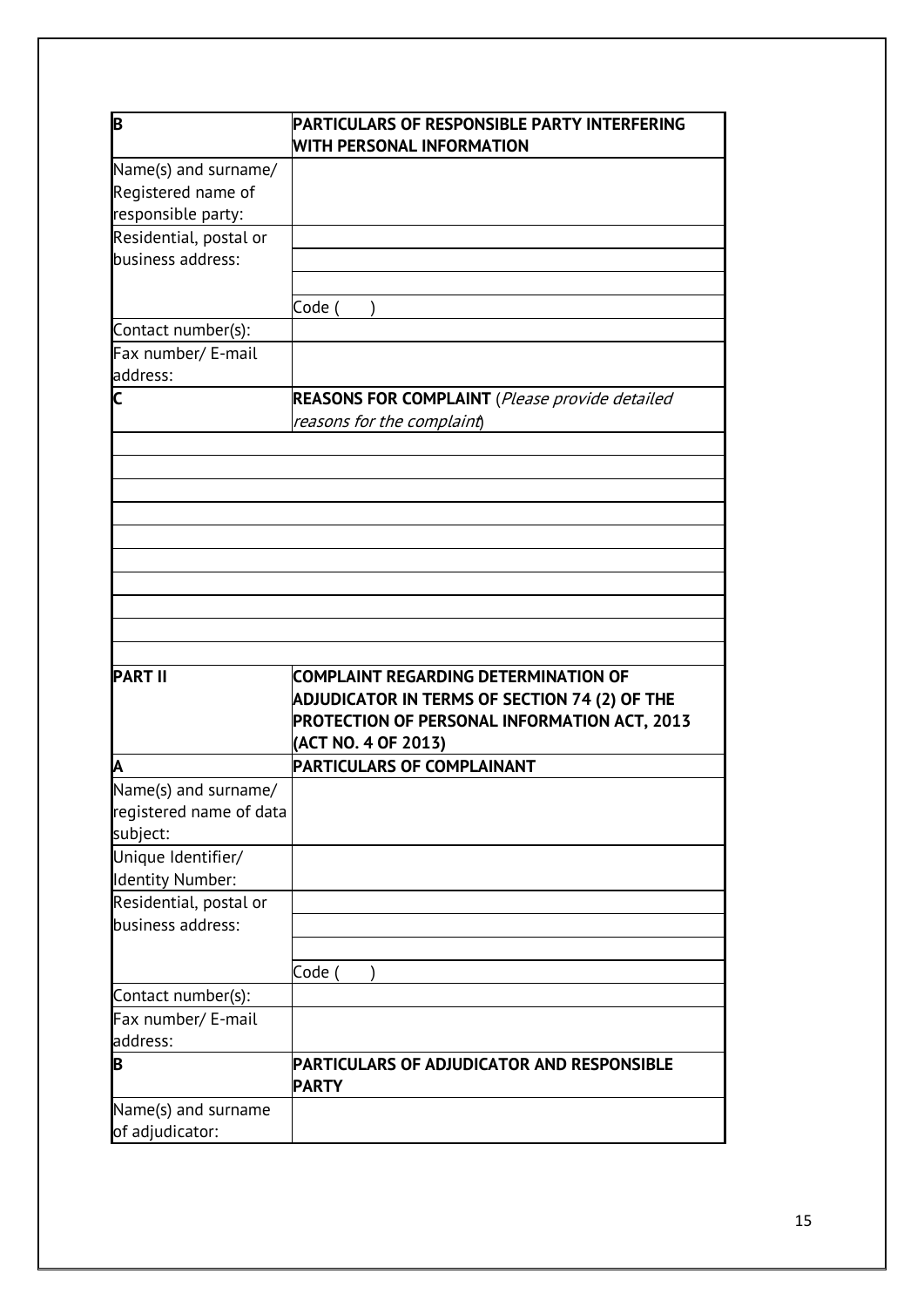| B | **PARTICULARS OF RESPONSIBLE PARTY INTERFERING WITH PERSONAL INFORMATION** |
|---|---|
| Name(s) and surname/ Registered name of responsible party: | |
| Residential, postal or business address: | |
| | |
| | |
| | Code (      ) |
| Contact number(s): | |
| Fax number/ E-mail address: | |
| **C** | **REASONS FOR COMPLAINT** (*Please provide detailed reasons for the complaint*) |
| | |
| | |
| | |
| | |
| | |
| | |
| | |
| | |
| | |
| | |
| **PART II** | **COMPLAINT REGARDING DETERMINATION OF ADJUDICATOR IN TERMS OF SECTION 74 (2) OF THE PROTECTION OF PERSONAL INFORMATION ACT, 2013 (ACT NO. 4 OF 2013)** |
| **A** | **PARTICULARS OF COMPLAINANT** |
| Name(s) and surname/ registered name of data subject: | |
| Unique Identifier/ Identity Number: | |
| Residential, postal or business address: | |
| | |
| | |
| | Code (      ) |
| Contact number(s): | |
| Fax number/ E-mail address: | |
| **B** | **PARTICULARS OF ADJUDICATOR AND RESPONSIBLE PARTY** |
| Name(s) and surname of adjudicator: | |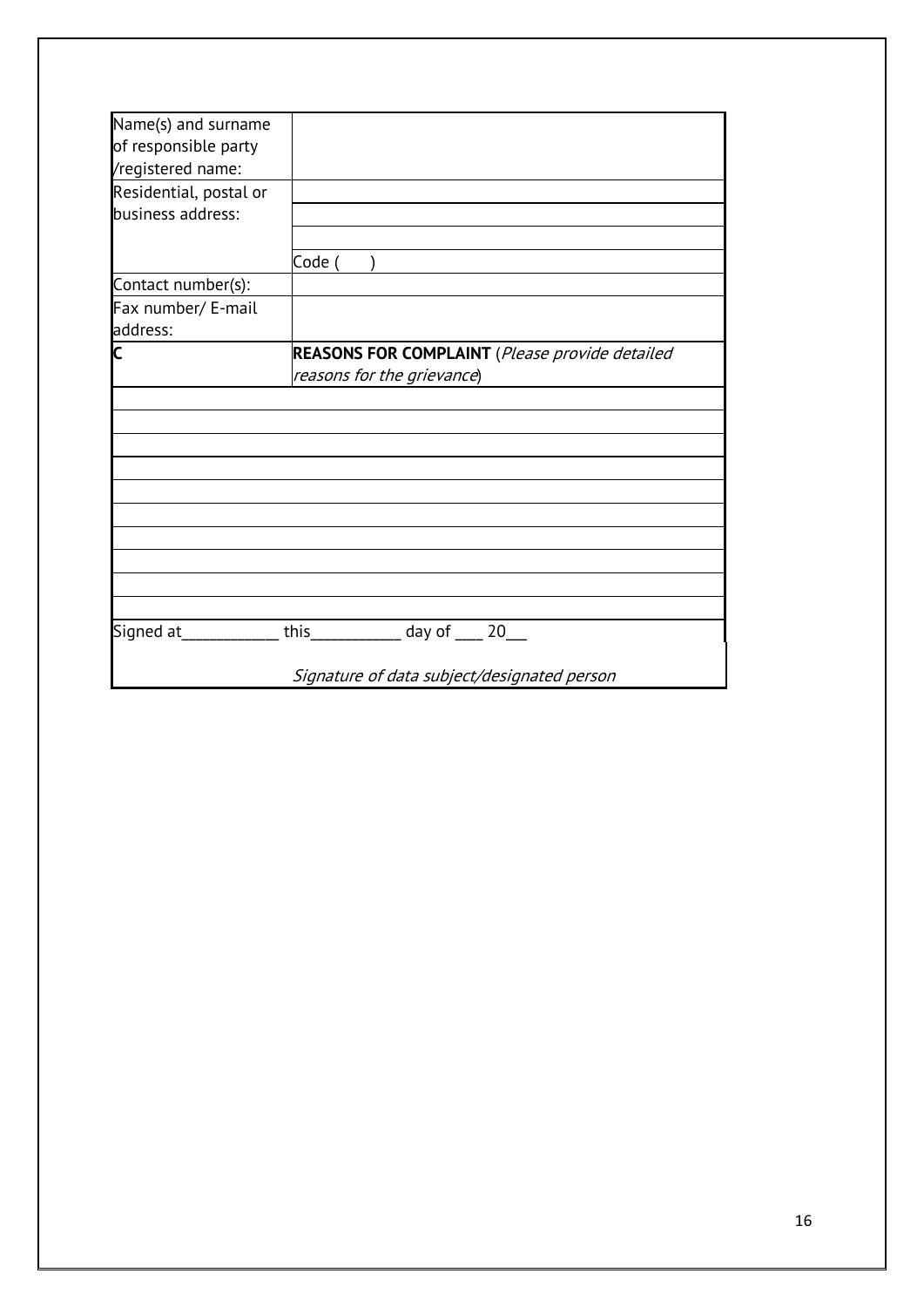| Name(s) and surname of responsible party /registered name: | |
|---|---|
| Residential, postal or business address: | |
| | |
| | |
| | Code ( ) |
| Contact number(s): | |
| Fax number/ E-mail address: | |
| **C** | **REASONS FOR COMPLAINT** (*Please provide detailed reasons for the grievance*) |
| | |
| | |
| | |
| | |
| | |
| | |
| | |
| | |
| | |
| | |
| Signed at____________ this___________ day of ____ 20___ | |
| | *Signature of data subject/designated person* |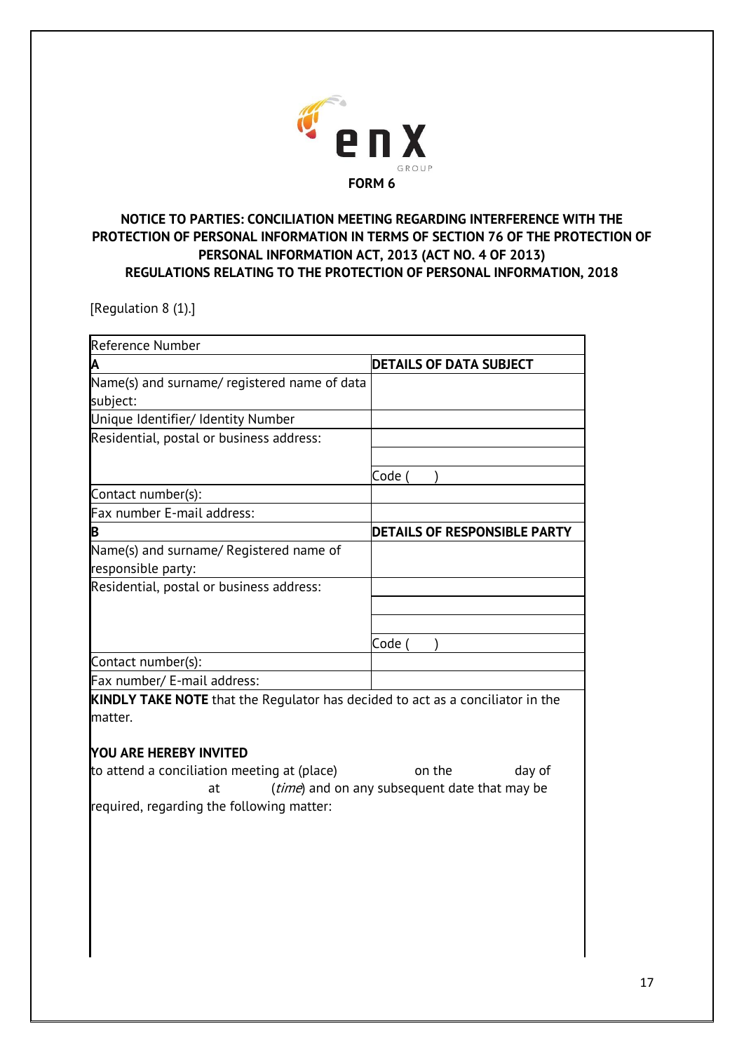**FORM 6**

### NOTICE TO PARTIES: CONCILIATION MEETING REGARDING INTERFERENCE WITH THE PROTECTION OF PERSONAL INFORMATION IN TERMS OF SECTION 76 OF THE PROTECTION OF PERSONAL INFORMATION ACT, 2013 (ACT NO. 4 OF 2013)
### REGULATIONS RELATING TO THE PROTECTION OF PERSONAL INFORMATION, 2018

[Regulation 8 (1).]

| Reference Number | |
|---|---|
| **A** | **DETAILS OF DATA SUBJECT** |
| Name(s) and surname/ registered name of data subject: | |
| Unique Identifier/ Identity Number | |
| Residential, postal or business address: | |
| | |
| | Code (      ) |
| Contact number(s): | |
| Fax number E-mail address: | |
| **B** | **DETAILS OF RESPONSIBLE PARTY** |
| Name(s) and surname/ Registered name of responsible party: | |
| Residential, postal or business address: | |
| | |
| | |
| | Code (      ) |
| Contact number(s): | |
| Fax number/ E-mail address: | |

**KINDLY TAKE NOTE** that the Regulator has decided to act as a conciliator in the matter.

**YOU ARE HEREBY INVITED**

to attend a conciliation meeting at (place)                on the                day of                at            (*time*) and on any subsequent date that may be required, regarding the following matter: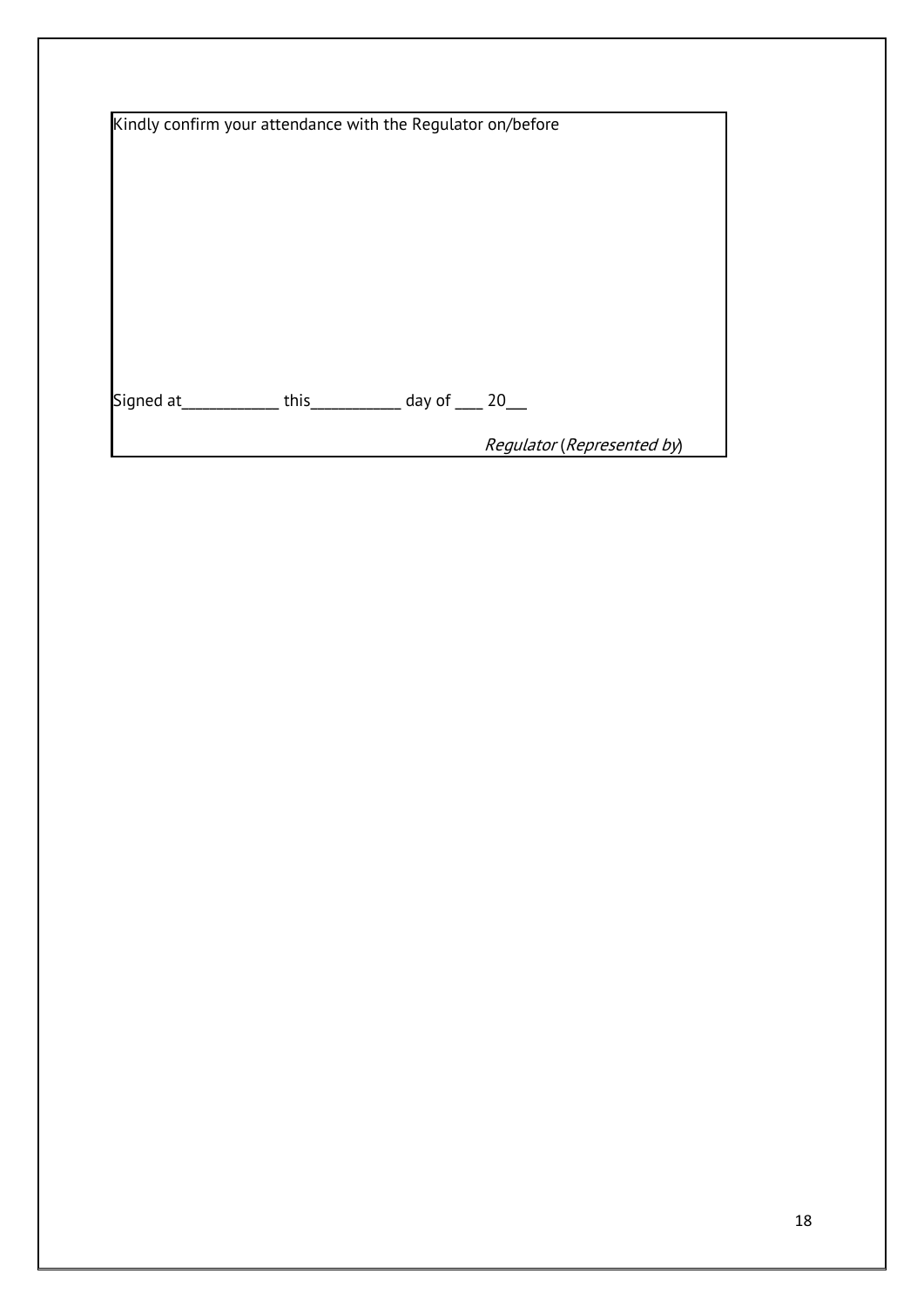Kindly confirm your attendance with the Regulator on/before

Signed at____________ this___________ day of ____ 20___

*Regulator* (*Represented by*)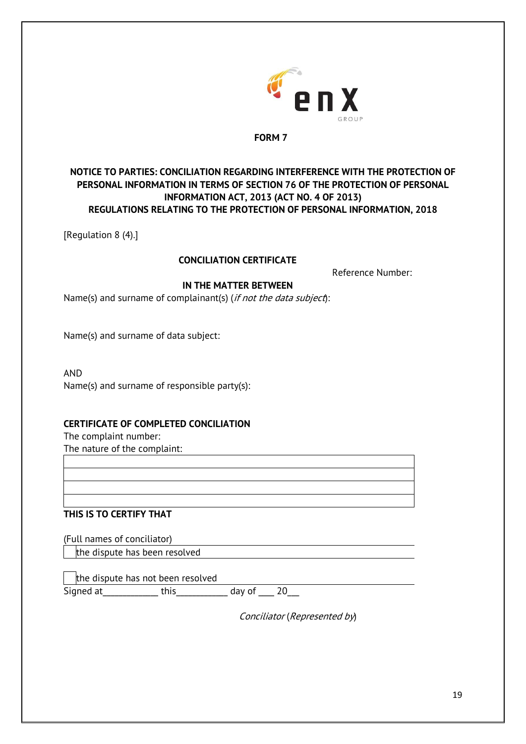**FORM 7**

**NOTICE TO PARTIES: CONCILIATION REGARDING INTERFERENCE WITH THE PROTECTION OF PERSONAL INFORMATION IN TERMS OF SECTION 76 OF THE PROTECTION OF PERSONAL INFORMATION ACT, 2013 (ACT NO. 4 OF 2013)
REGULATIONS RELATING TO THE PROTECTION OF PERSONAL INFORMATION, 2018**

[Regulation 8 (4).]

**CONCILIATION CERTIFICATE**

Reference Number:

**IN THE MATTER BETWEEN**

Name(s) and surname of complainant(s) (*if not the data subject*):

Name(s) and surname of data subject:

AND

Name(s) and surname of responsible party(s):

**CERTIFICATE OF COMPLETED CONCILIATION**

The complaint number:

The nature of the complaint:

| |
|---|
| |
| |
| |
| |

**THIS IS TO CERTIFY THAT**

(Full names of conciliator)

☐ the dispute has been resolved

☐ the dispute has not been resolved

Signed at___________ this__________ day of ___ 20__

*Conciliator* (*Represented by*)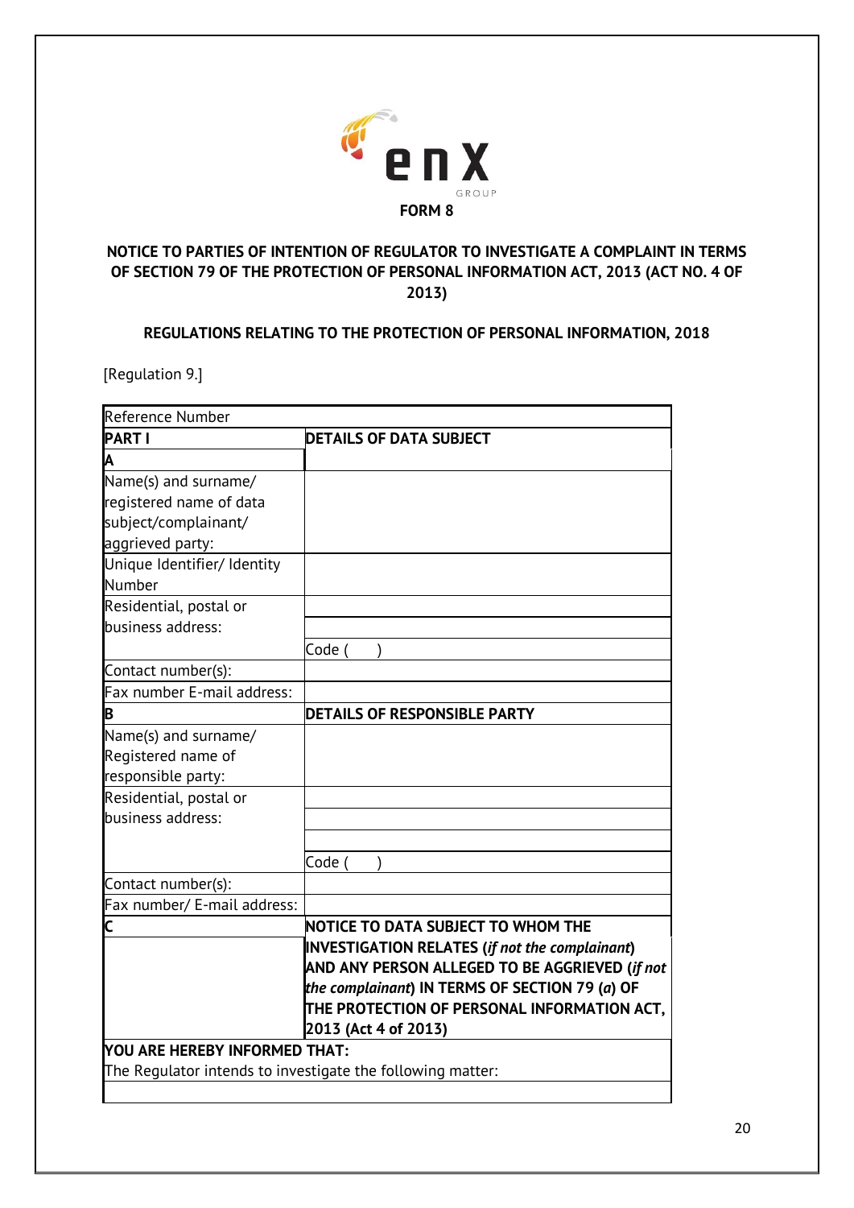**FORM 8**

**NOTICE TO PARTIES OF INTENTION OF REGULATOR TO INVESTIGATE A COMPLAINT IN TERMS OF SECTION 79 OF THE PROTECTION OF PERSONAL INFORMATION ACT, 2013 (ACT NO. 4 OF 2013)**

**REGULATIONS RELATING TO THE PROTECTION OF PERSONAL INFORMATION, 2018**

[Regulation 9.]

| Reference Number | |
|---|---|
| **PART I** | **DETAILS OF DATA SUBJECT** |
| **A** | |
| Name(s) and surname/ registered name of data subject/complainant/ aggrieved party: | |
| Unique Identifier/ Identity Number | |
| Residential, postal or business address: | |
| | |
| | Code (      ) |
| Contact number(s): | |
| Fax number E-mail address: | |
| **B** | **DETAILS OF RESPONSIBLE PARTY** |
| Name(s) and surname/ Registered name of responsible party: | |
| Residential, postal or business address: | |
| | |
| | |
| | Code (      ) |
| Contact number(s): | |
| Fax number/ E-mail address: | |
| **C** | **NOTICE TO DATA SUBJECT TO WHOM THE INVESTIGATION RELATES (*if not the complainant*) AND ANY PERSON ALLEGED TO BE AGGRIEVED (*if not the complainant*) IN TERMS OF SECTION 79 (*a*) OF THE PROTECTION OF PERSONAL INFORMATION ACT, 2013 (Act 4 of 2013)** |
| **YOU ARE HEREBY INFORMED THAT:** The Regulator intends to investigate the following matter: | |
| | |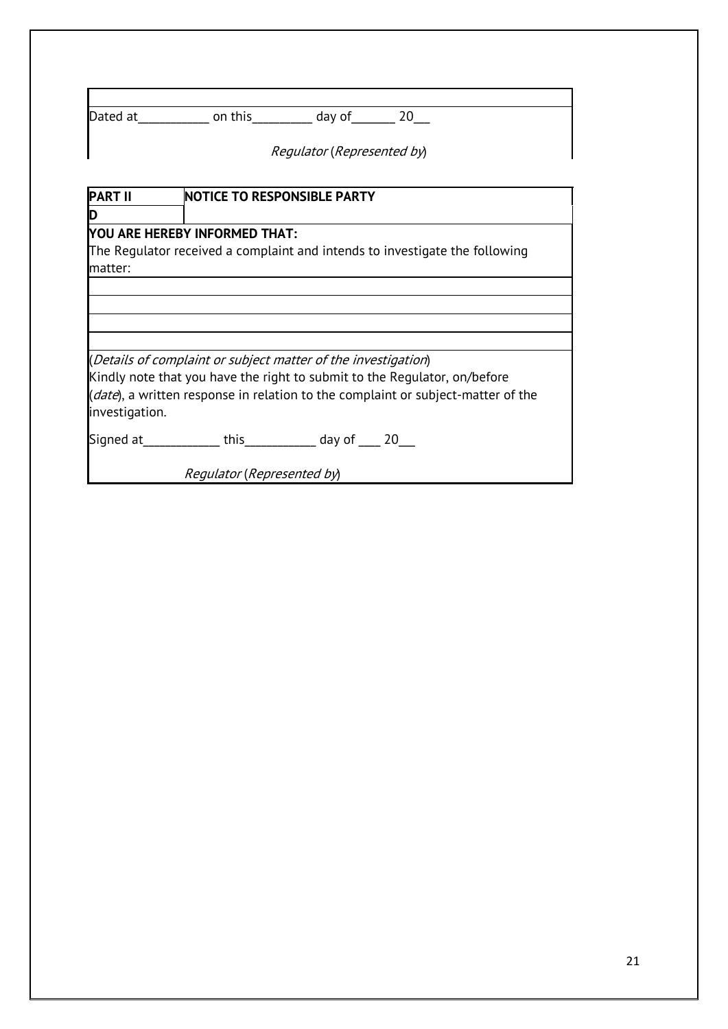Dated at___________ on this_________ day of_______ 20___

*Regulator* (*Represented by*)

| **PART II D** | **NOTICE TO RESPONSIBLE PARTY** |
|---|---|

**YOU ARE HEREBY INFORMED THAT:**

The Regulator received a complaint and intends to investigate the following matter:

_______________________________________________

_______________________________________________

_______________________________________________

_______________________________________________

(*Details of complaint or subject matter of the investigation*)

Kindly note that you have the right to submit to the Regulator, on/before (*date*), a written response in relation to the complaint or subject-matter of the investigation.

Signed at____________ this___________ day of ____ 20___

*Regulator* (*Represented by*)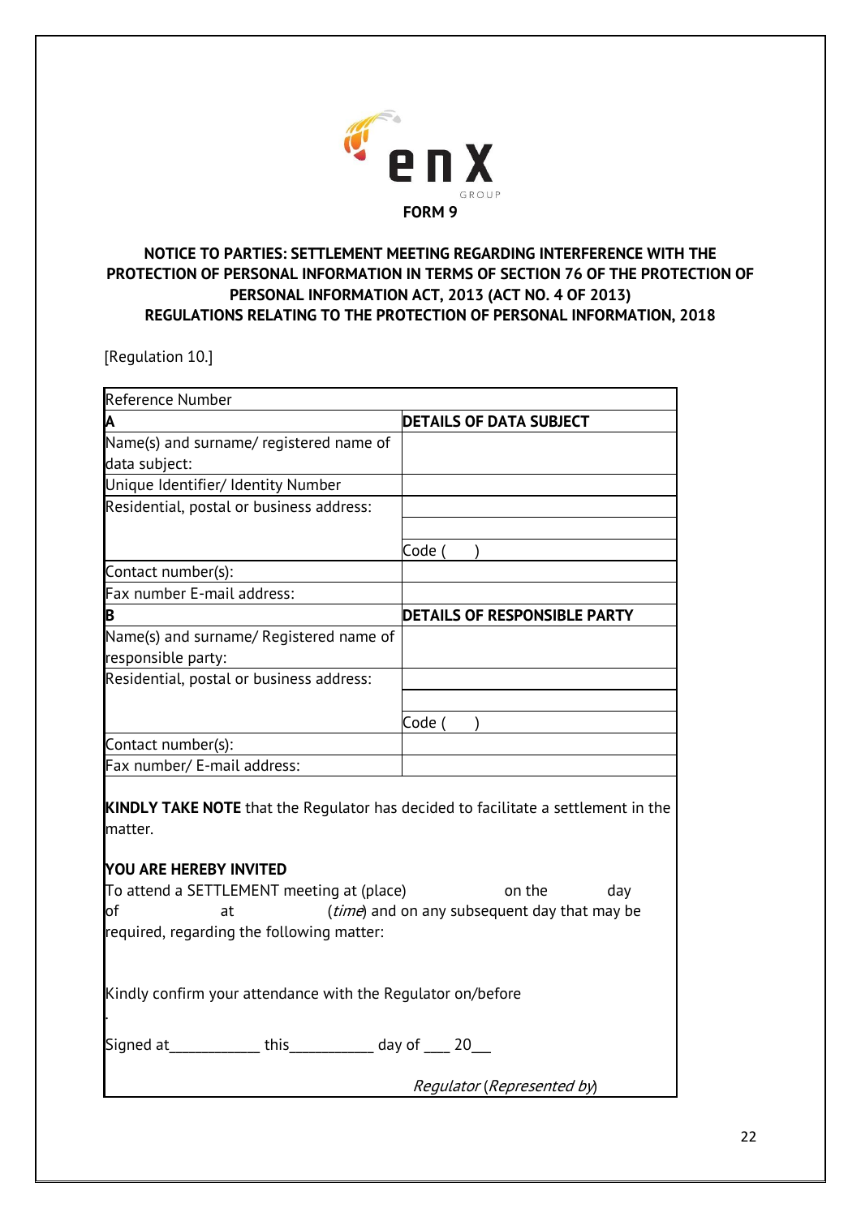**FORM 9**

**NOTICE TO PARTIES: SETTLEMENT MEETING REGARDING INTERFERENCE WITH THE PROTECTION OF PERSONAL INFORMATION IN TERMS OF SECTION 76 OF THE PROTECTION OF PERSONAL INFORMATION ACT, 2013 (ACT NO. 4 OF 2013)**
**REGULATIONS RELATING TO THE PROTECTION OF PERSONAL INFORMATION, 2018**

[Regulation 10.]

| Reference Number | |
|---|---|
| **A** | **DETAILS OF DATA SUBJECT** |
| Name(s) and surname/ registered name of data subject: | |
| Unique Identifier/ Identity Number | |
| Residential, postal or business address: | |
| | |
| | Code (       ) |
| Contact number(s): | |
| Fax number E-mail address: | |
| **B** | **DETAILS OF RESPONSIBLE PARTY** |
| Name(s) and surname/ Registered name of responsible party: | |
| Residential, postal or business address: | |
| | |
| | Code (       ) |
| Contact number(s): | |
| Fax number/ E-mail address: | |

**KINDLY TAKE NOTE** that the Regulator has decided to facilitate a settlement in the matter.

**YOU ARE HEREBY INVITED**
To attend a SETTLEMENT meeting at (place)                    on the            day of                    at                    (*time*) and on any subsequent day that may be required, regarding the following matter:

Kindly confirm your attendance with the Regulator on/before

Signed at____________ this___________ day of ___ 20__

*Regulator* (*Represented by*)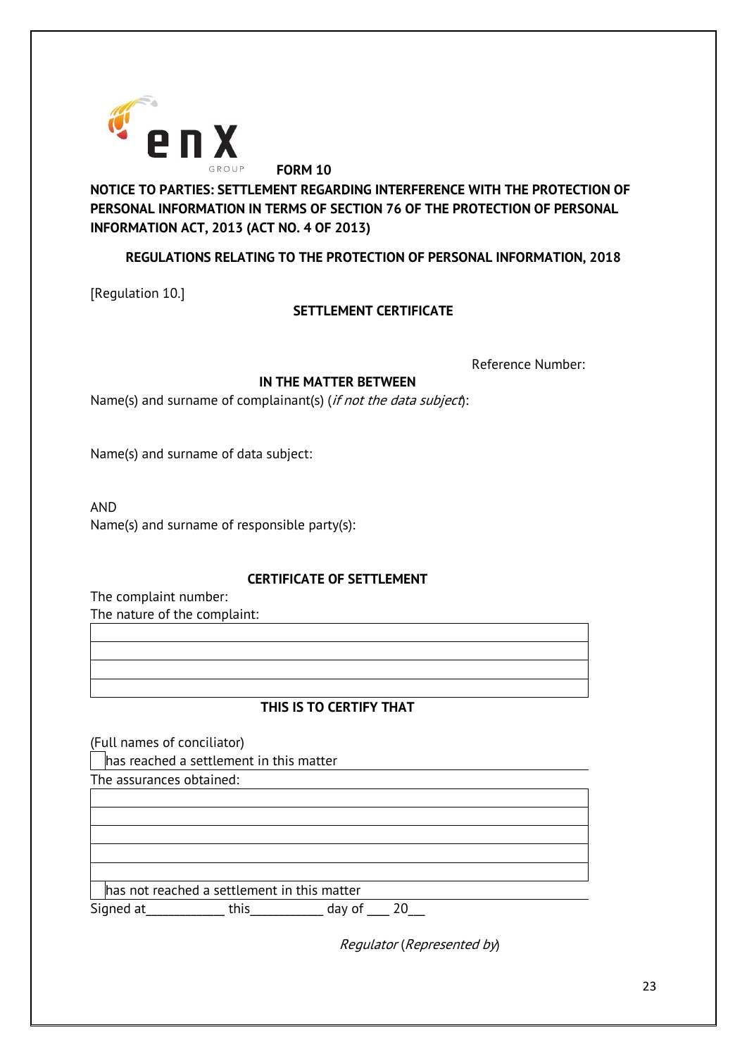**FORM 10**

**NOTICE TO PARTIES: SETTLEMENT REGARDING INTERFERENCE WITH THE PROTECTION OF PERSONAL INFORMATION IN TERMS OF SECTION 76 OF THE PROTECTION OF PERSONAL INFORMATION ACT, 2013 (ACT NO. 4 OF 2013)**

**REGULATIONS RELATING TO THE PROTECTION OF PERSONAL INFORMATION, 2018**

[Regulation 10.]

**SETTLEMENT CERTIFICATE**

Reference Number:

**IN THE MATTER BETWEEN**

Name(s) and surname of complainant(s) (*if not the data subject*):

Name(s) and surname of data subject:

AND

Name(s) and surname of responsible party(s):

**CERTIFICATE OF SETTLEMENT**

The complaint number:

The nature of the complaint:

| |
|---|
| |
| |
| |
| |

**THIS IS TO CERTIFY THAT**

(Full names of conciliator)

☐ has reached a settlement in this matter

The assurances obtained:

| |
|---|
| |
| |
| |
| |
| |

☐ has not reached a settlement in this matter

Signed at____________ this___________ day of ___ 20__

*Regulator* (*Represented by*)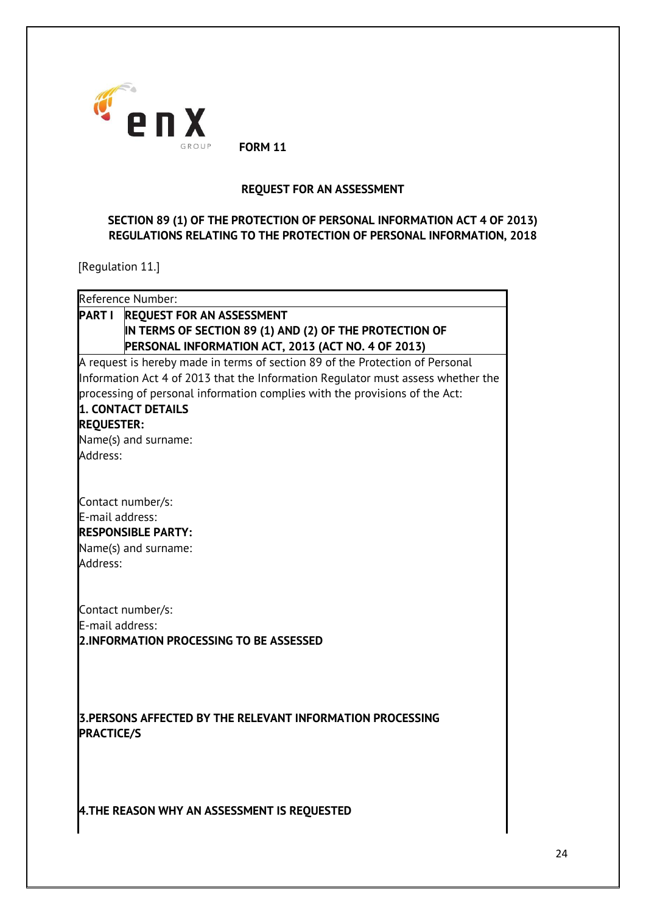**FORM 11**

**REQUEST FOR AN ASSESSMENT**

**SECTION 89 (1) OF THE PROTECTION OF PERSONAL INFORMATION ACT 4 OF 2013)**
**REGULATIONS RELATING TO THE PROTECTION OF PERSONAL INFORMATION, 2018**

[Regulation 11.]

Reference Number:

**PART I** **REQUEST FOR AN ASSESSMENT IN TERMS OF SECTION 89 (1) AND (2) OF THE PROTECTION OF PERSONAL INFORMATION ACT, 2013 (ACT NO. 4 OF 2013)**

A request is hereby made in terms of section 89 of the Protection of Personal Information Act 4 of 2013 that the Information Regulator must assess whether the processing of personal information complies with the provisions of the Act:

**1. CONTACT DETAILS**

**REQUESTER:**

Name(s) and surname:

Address:

Contact number/s:

E-mail address:

**RESPONSIBLE PARTY:**

Name(s) and surname:

Address:

Contact number/s:

E-mail address:

**2.INFORMATION PROCESSING TO BE ASSESSED**

**3.PERSONS AFFECTED BY THE RELEVANT INFORMATION PROCESSING PRACTICE/S**

**4.THE REASON WHY AN ASSESSMENT IS REQUESTED**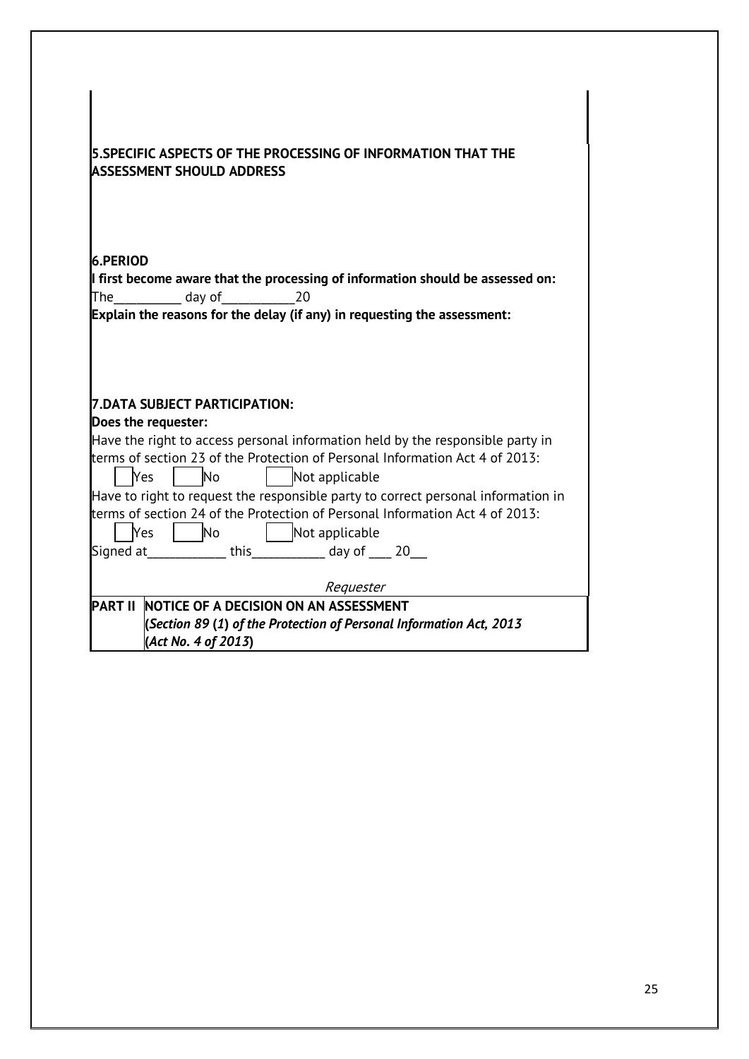**5.SPECIFIC ASPECTS OF THE PROCESSING OF INFORMATION THAT THE ASSESSMENT SHOULD ADDRESS**

**6.PERIOD**

**I first become aware that the processing of information should be assessed on:**

The__________ day of___________20

**Explain the reasons for the delay (if any) in requesting the assessment:**

**7.DATA SUBJECT PARTICIPATION:**

**Does the requester:**

Have the right to access personal information held by the responsible party in terms of section 23 of the Protection of Personal Information Act 4 of 2013:

☐ Yes ☐ No ☐ Not applicable

Have to right to request the responsible party to correct personal information in terms of section 24 of the Protection of Personal Information Act 4 of 2013:

☐ Yes ☐ No ☐ Not applicable

Signed at____________ this___________ day of ____ 20___

*Requester*

| PART II | NOTICE OF A DECISION ON AN ASSESSMENT<br>**(*Section 89 (1) of the Protection of Personal Information Act, 2013 (Act No. 4 of 2013*)** |
|---|---|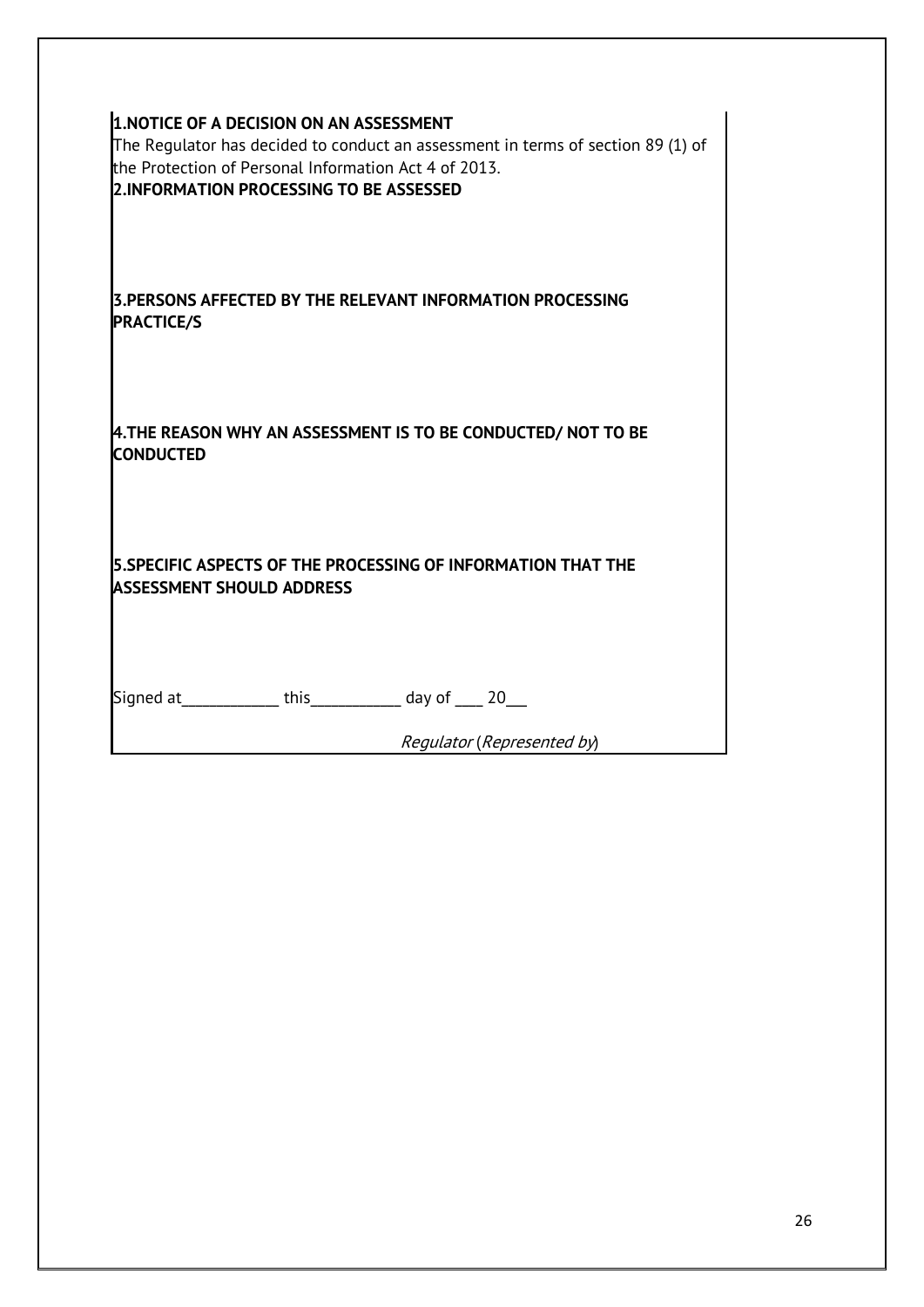**1.NOTICE OF A DECISION ON AN ASSESSMENT**

The Regulator has decided to conduct an assessment in terms of section 89 (1) of the Protection of Personal Information Act 4 of 2013.

**2.INFORMATION PROCESSING TO BE ASSESSED**

**3.PERSONS AFFECTED BY THE RELEVANT INFORMATION PROCESSING PRACTICE/S**

**4.THE REASON WHY AN ASSESSMENT IS TO BE CONDUCTED/ NOT TO BE CONDUCTED**

**5.SPECIFIC ASPECTS OF THE PROCESSING OF INFORMATION THAT THE ASSESSMENT SHOULD ADDRESS**

Signed at____________ this___________ day of ___ 20__

*Regulator* (*Represented by*)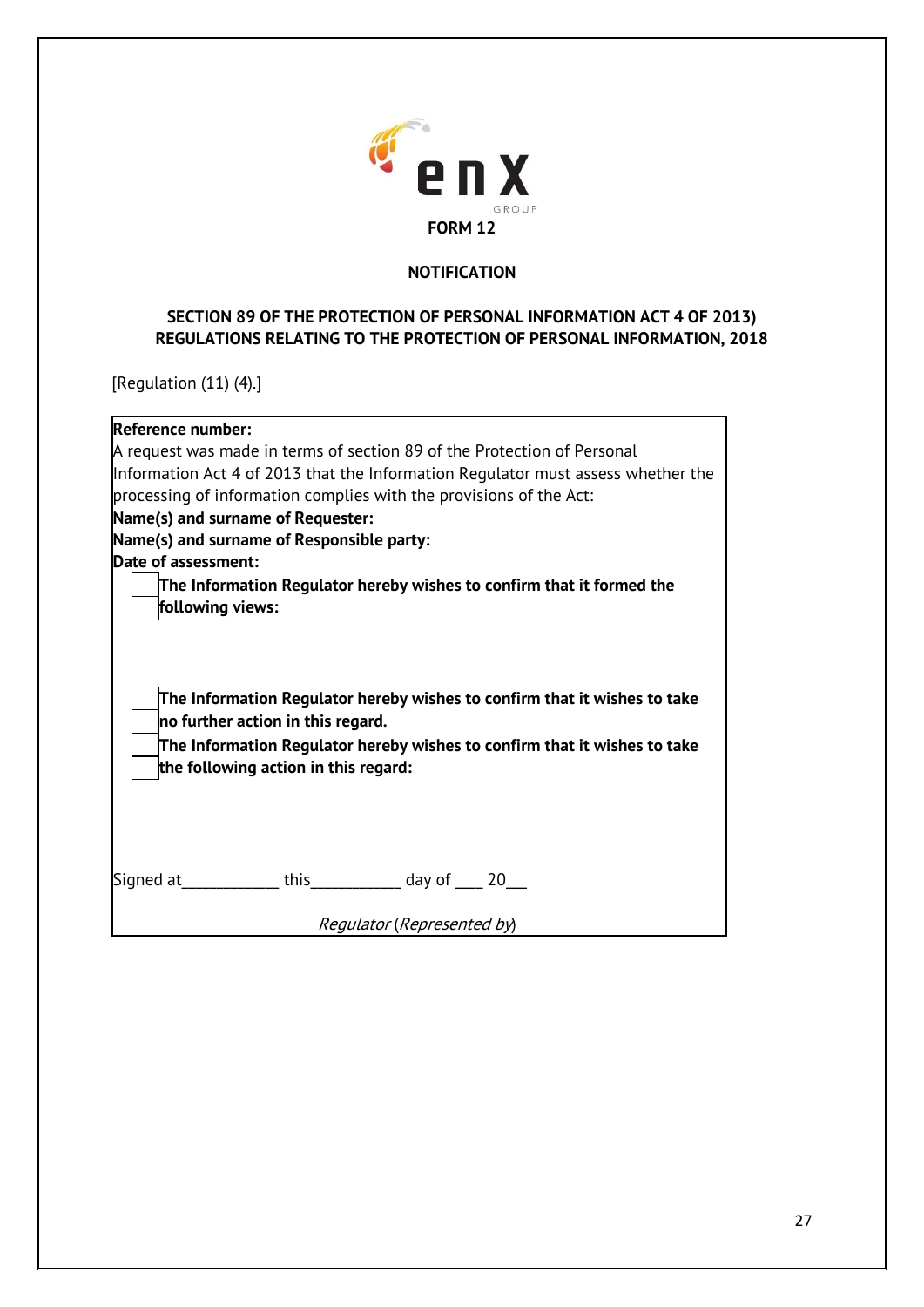**FORM 12**

**NOTIFICATION**

**SECTION 89 OF THE PROTECTION OF PERSONAL INFORMATION ACT 4 OF 2013)**
**REGULATIONS RELATING TO THE PROTECTION OF PERSONAL INFORMATION, 2018**

[Regulation (11) (4).]

**Reference number:**
A request was made in terms of section 89 of the Protection of Personal Information Act 4 of 2013 that the Information Regulator must assess whether the processing of information complies with the provisions of the Act:
**Name(s) and surname of Requester:**
**Name(s) and surname of Responsible party:**
**Date of assessment:**

☐ **The Information Regulator hereby wishes to confirm that it formed the following views:**

☐ **The Information Regulator hereby wishes to confirm that it wishes to take no further action in this regard.**

☐ **The Information Regulator hereby wishes to confirm that it wishes to take the following action in this regard:**

Signed at____________ this___________ day of ___ 20___

*Regulator* (*Represented by*)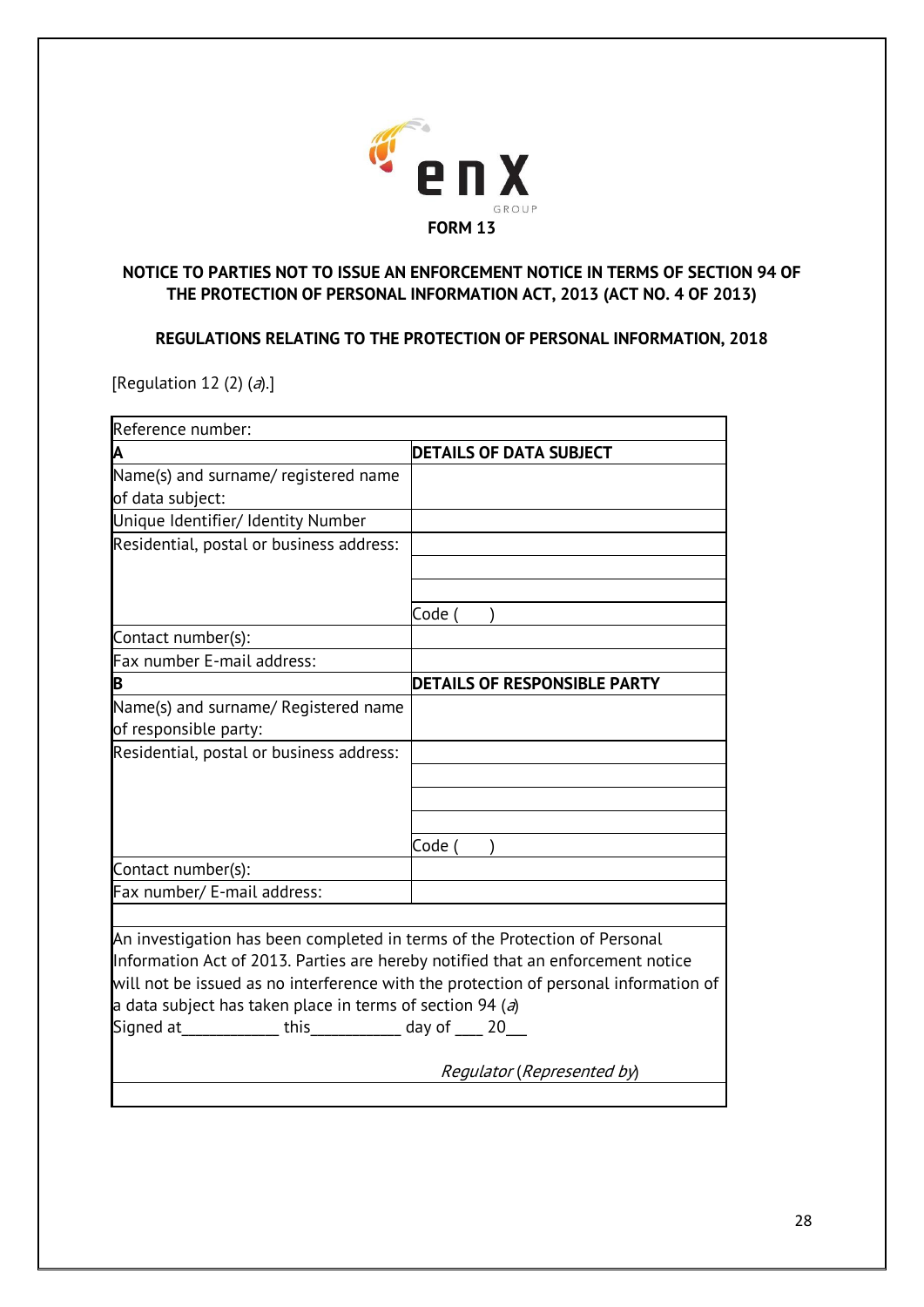**FORM 13**

**NOTICE TO PARTIES NOT TO ISSUE AN ENFORCEMENT NOTICE IN TERMS OF SECTION 94 OF THE PROTECTION OF PERSONAL INFORMATION ACT, 2013 (ACT NO. 4 OF 2013)**

**REGULATIONS RELATING TO THE PROTECTION OF PERSONAL INFORMATION, 2018**

[Regulation 12 (2) (*a*).]

| Reference number: | |
|---|---|
| **A** | **DETAILS OF DATA SUBJECT** |
| Name(s) and surname/ registered name of data subject: | |
| Unique Identifier/ Identity Number | |
| Residential, postal or business address: | |
| | |
| | |
| | Code (      ) |
| Contact number(s): | |
| Fax number E-mail address: | |
| **B** | **DETAILS OF RESPONSIBLE PARTY** |
| Name(s) and surname/ Registered name of responsible party: | |
| Residential, postal or business address: | |
| | |
| | |
| | |
| | Code (      ) |
| Contact number(s): | |
| Fax number/ E-mail address: | |

An investigation has been completed in terms of the Protection of Personal Information Act of 2013. Parties are hereby notified that an enforcement notice will not be issued as no interference with the protection of personal information of a data subject has taken place in terms of section 94 (*a*)

Signed at____________ this___________ day of ___ 20___

*Regulator* (*Represented by*)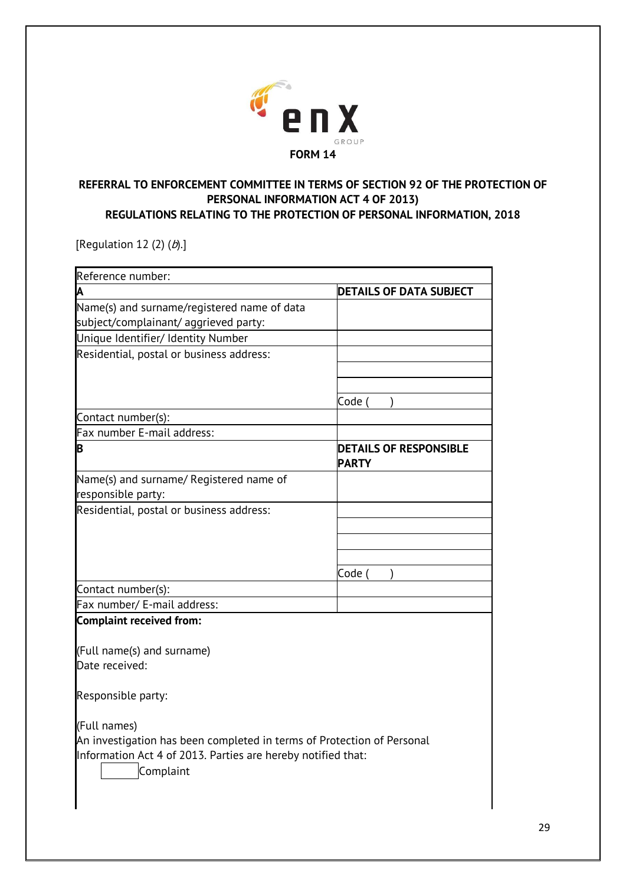**FORM 14**

**REFERRAL TO ENFORCEMENT COMMITTEE IN TERMS OF SECTION 92 OF THE PROTECTION OF PERSONAL INFORMATION ACT 4 OF 2013)**
**REGULATIONS RELATING TO THE PROTECTION OF PERSONAL INFORMATION, 2018**

[Regulation 12 (2) (*b*).]

| Reference number: | |
|---|---|
| **A** | **DETAILS OF DATA SUBJECT** |
| Name(s) and surname/registered name of data subject/complainant/ aggrieved party: | |
| Unique Identifier/ Identity Number | |
| Residential, postal or business address: | |
| | |
| | |
| | Code (     ) |
| Contact number(s): | |
| Fax number E-mail address: | |
| **B** | **DETAILS OF RESPONSIBLE PARTY** |
| Name(s) and surname/ Registered name of responsible party: | |
| Residential, postal or business address: | |
| | |
| | |
| | |
| | Code (     ) |
| Contact number(s): | |
| Fax number/ E-mail address: | |

**Complaint received from:**

(Full name(s) and surname)
Date received:

Responsible party:

(Full names)
An investigation has been completed in terms of Protection of Personal Information Act 4 of 2013. Parties are hereby notified that:

☐ Complaint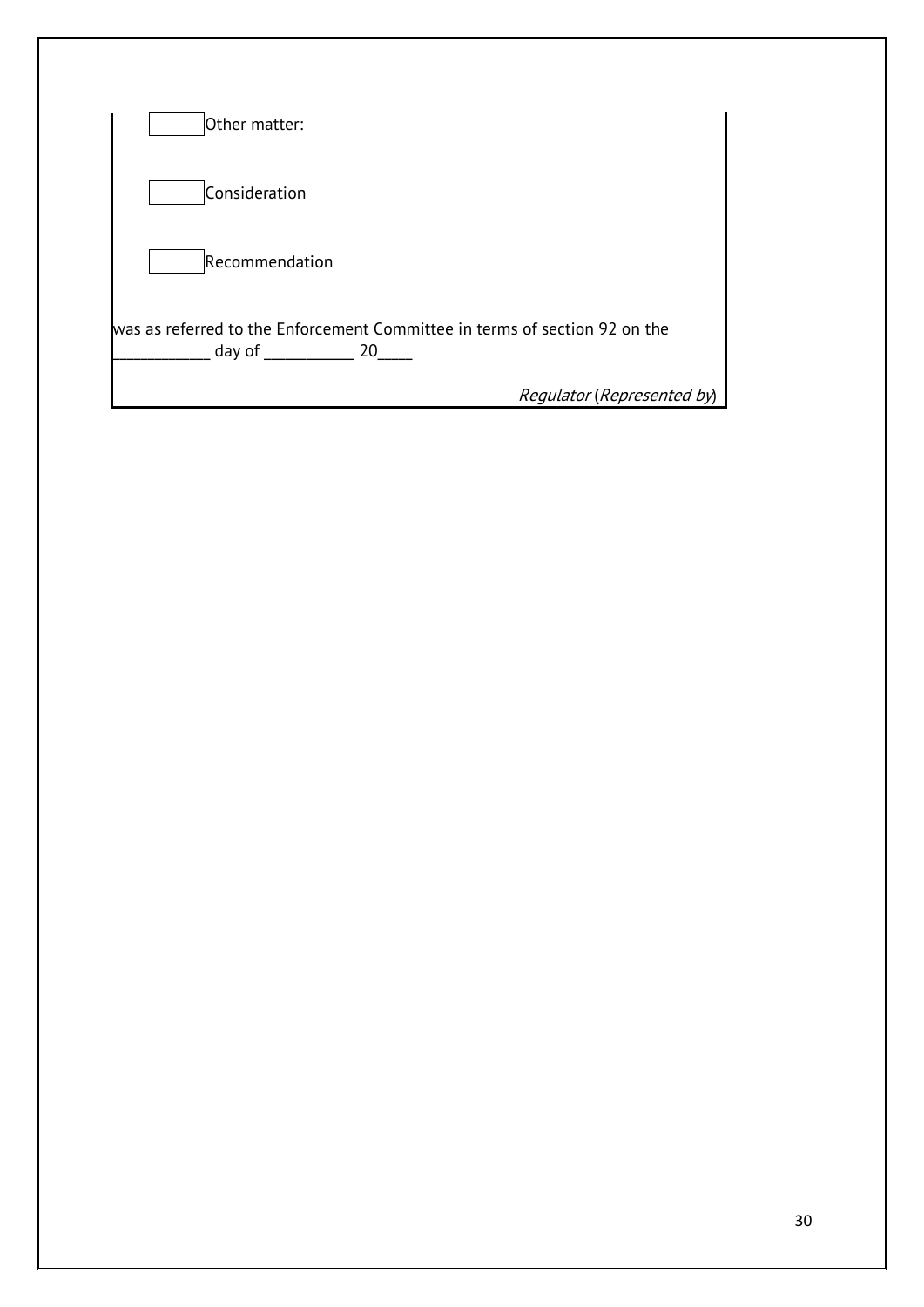☐ Other matter:

☐ Consideration

☐ Recommendation

was as referred to the Enforcement Committee in terms of section 92 on the ____________ day of ___________ 20____

*Regulator* (*Represented by*)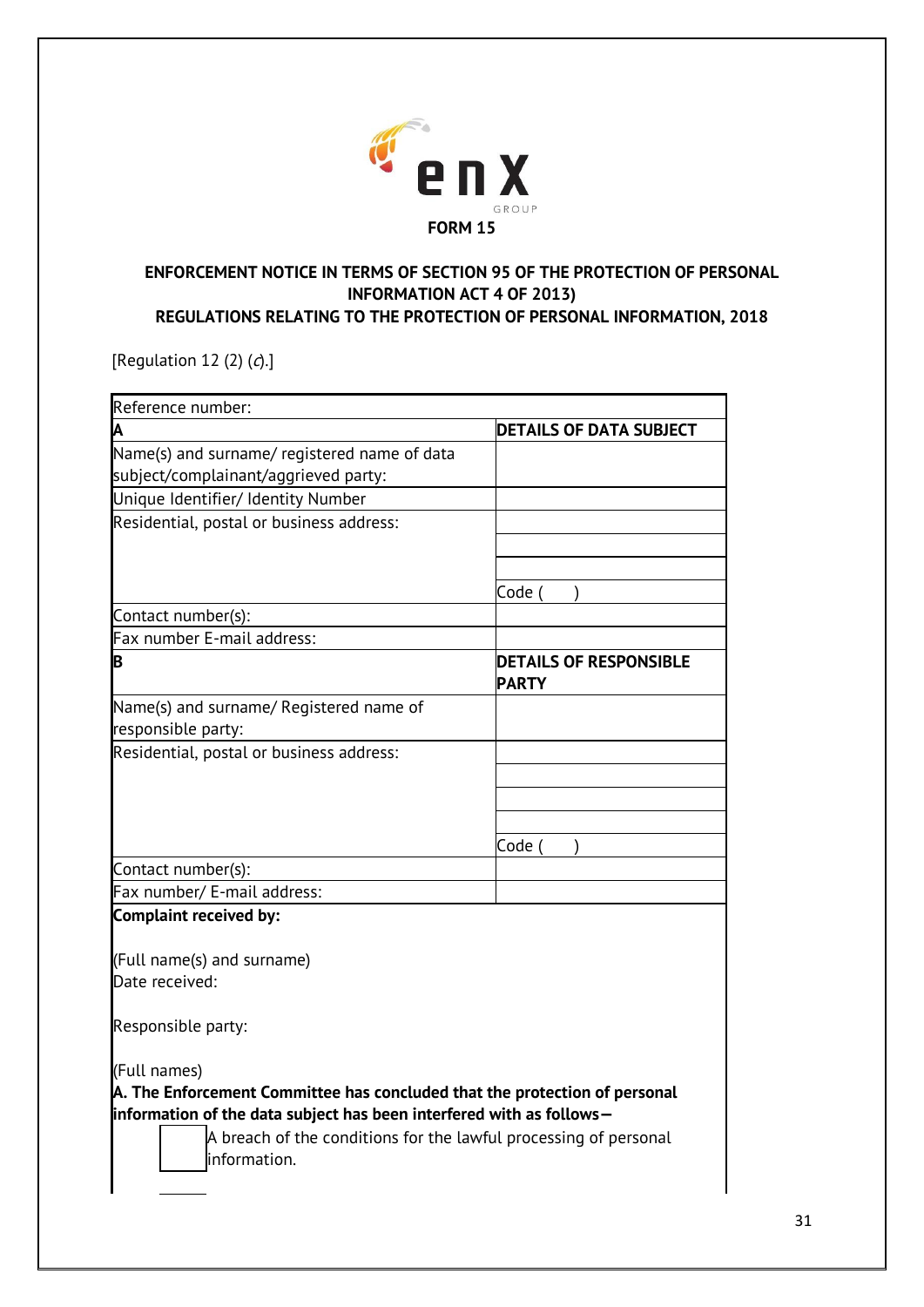**FORM 15**

**ENFORCEMENT NOTICE IN TERMS OF SECTION 95 OF THE PROTECTION OF PERSONAL INFORMATION ACT 4 OF 2013)**
**REGULATIONS RELATING TO THE PROTECTION OF PERSONAL INFORMATION, 2018**

[Regulation 12 (2) (*c*).]

| Reference number: | |
|---|---|
| **A** | **DETAILS OF DATA SUBJECT** |
| Name(s) and surname/ registered name of data subject/complainant/aggrieved party: | |
| Unique Identifier/ Identity Number | |
| Residential, postal or business address: | |
| | |
| | |
| | Code ( ) |
| Contact number(s): | |
| Fax number E-mail address: | |
| **B** | **DETAILS OF RESPONSIBLE PARTY** |
| Name(s) and surname/ Registered name of responsible party: | |
| Residential, postal or business address: | |
| | |
| | |
| | |
| | Code ( ) |
| Contact number(s): | |
| Fax number/ E-mail address: | |

**Complaint received by:**

(Full name(s) and surname)
Date received:

Responsible party:

(Full names)

**A. The Enforcement Committee has concluded that the protection of personal information of the data subject has been interfered with as follows—**

☐ A breach of the conditions for the lawful processing of personal information.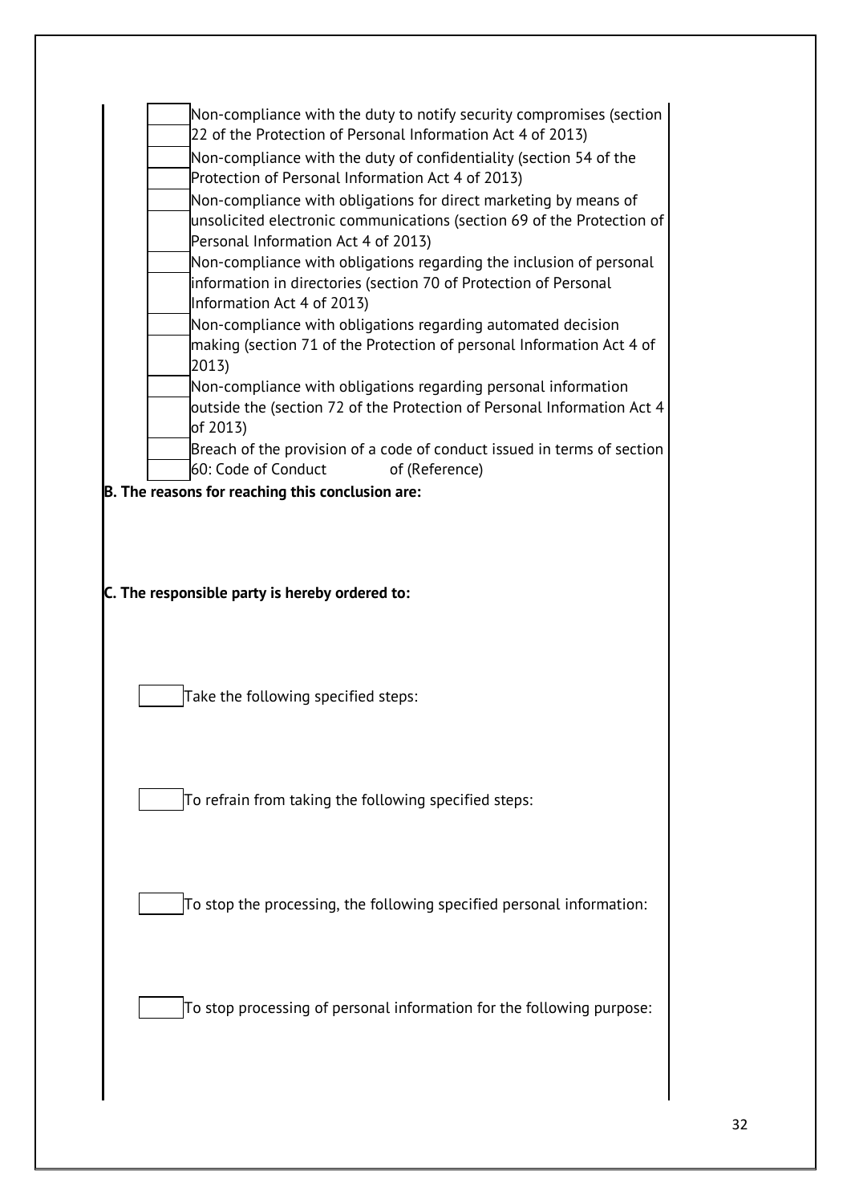- [ ] Non-compliance with the duty to notify security compromises (section 22 of the Protection of Personal Information Act 4 of 2013)
- [ ] Non-compliance with the duty of confidentiality (section 54 of the Protection of Personal Information Act 4 of 2013)
- [ ] Non-compliance with obligations for direct marketing by means of unsolicited electronic communications (section 69 of the Protection of Personal Information Act 4 of 2013)
- [ ] Non-compliance with obligations regarding the inclusion of personal information in directories (section 70 of Protection of Personal Information Act 4 of 2013)
- [ ] Non-compliance with obligations regarding automated decision making (section 71 of the Protection of personal Information Act 4 of 2013)
- [ ] Non-compliance with obligations regarding personal information outside the (section 72 of the Protection of Personal Information Act 4 of 2013)
- [ ] Breach of the provision of a code of conduct issued in terms of section 60: Code of Conduct of (Reference)

**B. The reasons for reaching this conclusion are:**

**C. The responsible party is hereby ordered to:**

- [ ] Take the following specified steps:

- [ ] To refrain from taking the following specified steps:

- [ ] To stop the processing, the following specified personal information:

- [ ] To stop processing of personal information for the following purpose: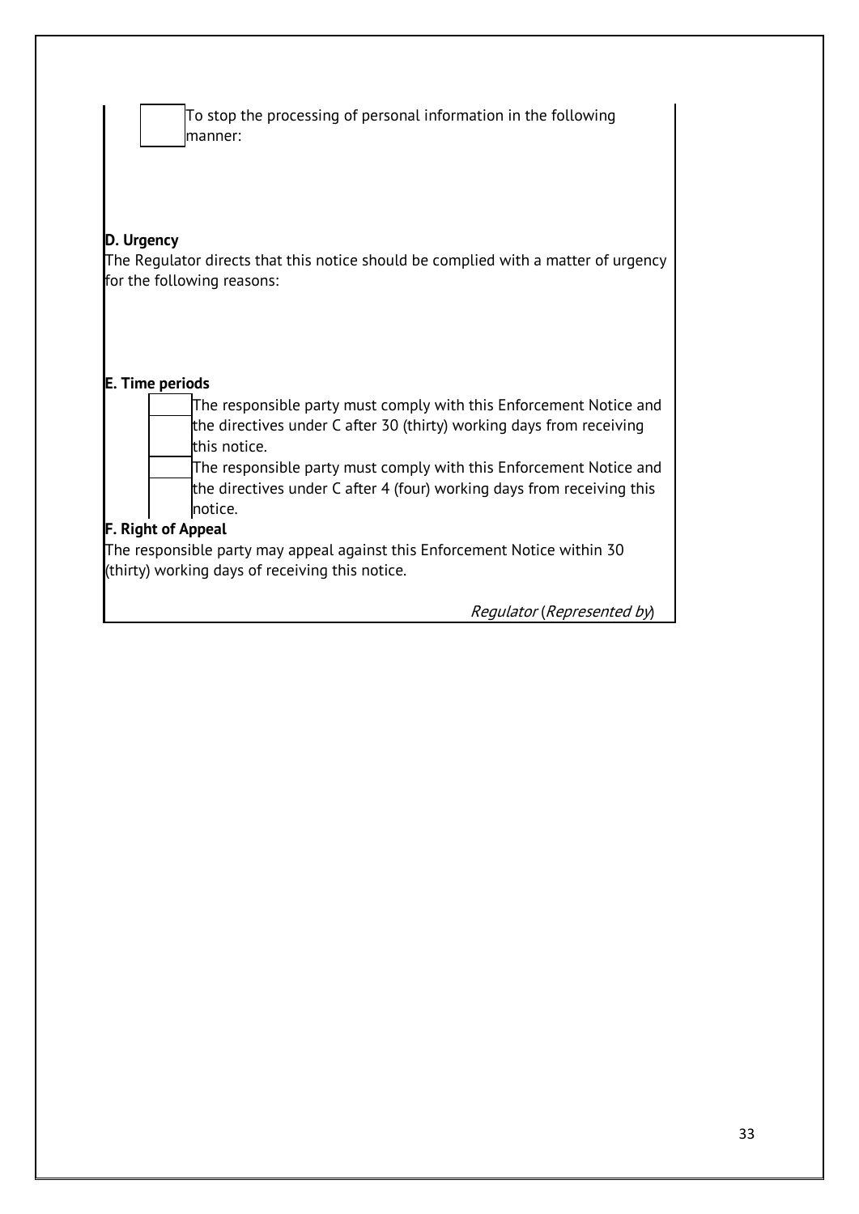☐ To stop the processing of personal information in the following manner:

**D. Urgency**

The Regulator directs that this notice should be complied with a matter of urgency for the following reasons:

**E. Time periods**

☐ The responsible party must comply with this Enforcement Notice and the directives under C after 30 (thirty) working days from receiving this notice.

☐ The responsible party must comply with this Enforcement Notice and the directives under C after 4 (four) working days from receiving this notice.

**F. Right of Appeal**

The responsible party may appeal against this Enforcement Notice within 30 (thirty) working days of receiving this notice.

*Regulator* (*Represented by*)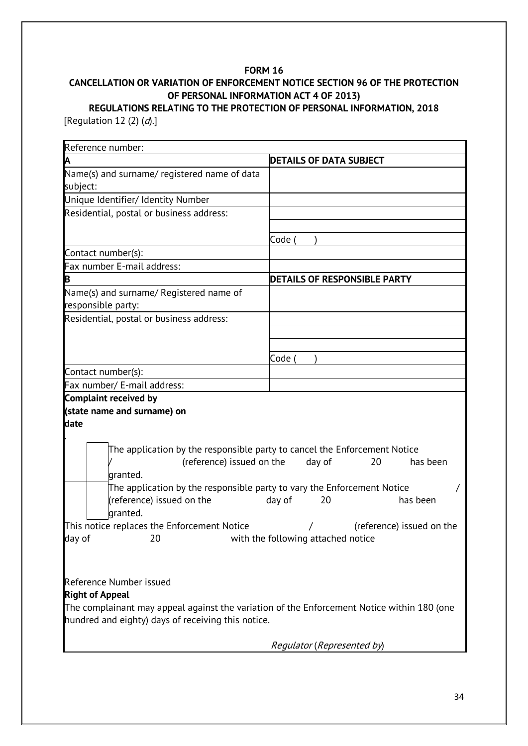**FORM 16**

**CANCELLATION OR VARIATION OF ENFORCEMENT NOTICE SECTION 96 OF THE PROTECTION OF PERSONAL INFORMATION ACT 4 OF 2013)**

**REGULATIONS RELATING TO THE PROTECTION OF PERSONAL INFORMATION, 2018**

[Regulation 12 (2) (*d*).]

| Reference number: | |
|---|---|
| **A** | **DETAILS OF DATA SUBJECT** |
| Name(s) and surname/ registered name of data subject: | |
| Unique Identifier/ Identity Number | |
| Residential, postal or business address: | |
| | |
| | Code ( ) |
| Contact number(s): | |
| Fax number E-mail address: | |
| **B** | **DETAILS OF RESPONSIBLE PARTY** |
| Name(s) and surname/ Registered name of responsible party: | |
| Residential, postal or business address: | |
| | |
| | |
| | Code ( ) |
| Contact number(s): | |
| Fax number/ E-mail address: | |

**Complaint received by**
**(state name and surname) on**
**date**

.

☐ The application by the responsible party to cancel the Enforcement Notice / (reference) issued on the day of 20 has been granted.

☐ The application by the responsible party to vary the Enforcement Notice / (reference) issued on the day of 20 has been granted.

This notice replaces the Enforcement Notice / (reference) issued on the day of 20 with the following attached notice

Reference Number issued

**Right of Appeal**

The complainant may appeal against the variation of the Enforcement Notice within 180 (one hundred and eighty) days of receiving this notice.

*Regulator* (*Represented by*)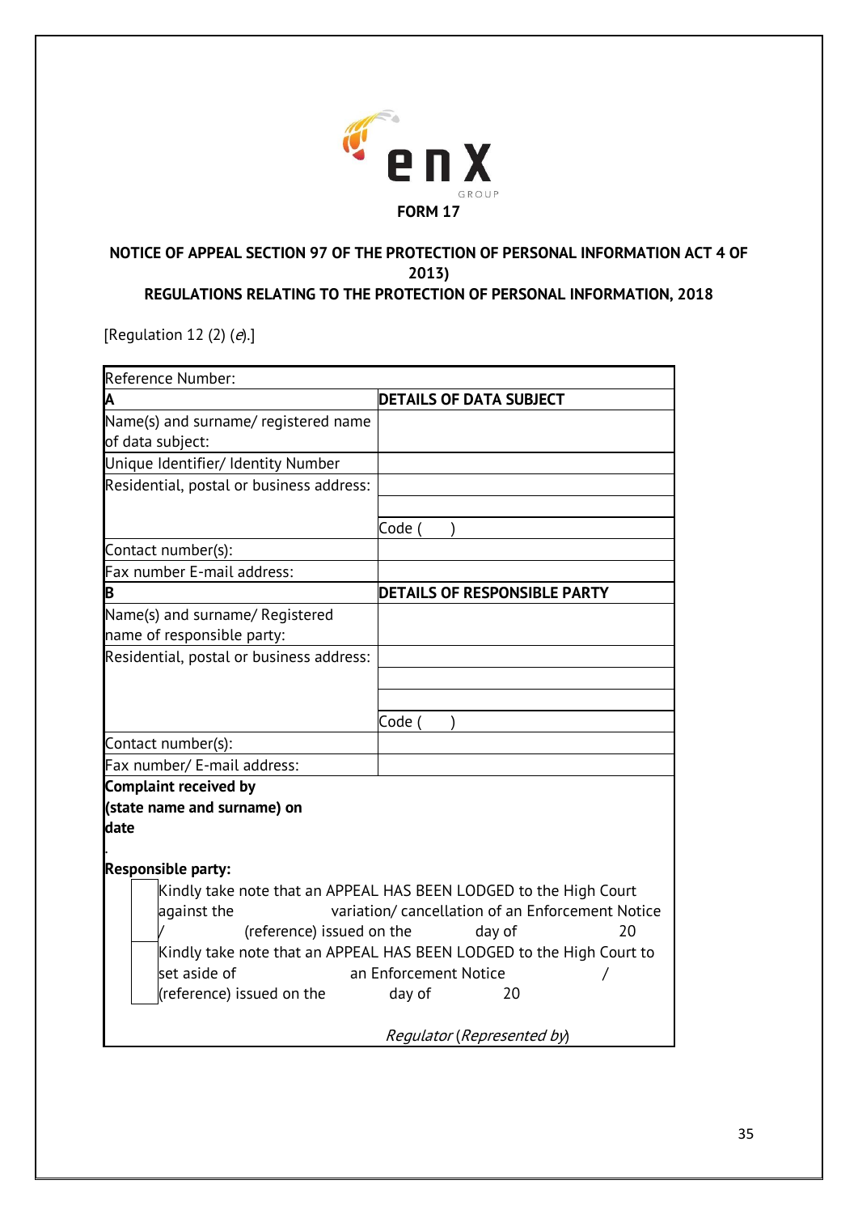**FORM 17**

**NOTICE OF APPEAL SECTION 97 OF THE PROTECTION OF PERSONAL INFORMATION ACT 4 OF 2013)**
**REGULATIONS RELATING TO THE PROTECTION OF PERSONAL INFORMATION, 2018**

[Regulation 12 (2) (*e*).]

| Reference Number: | |
|---|---|
| **A** | **DETAILS OF DATA SUBJECT** |
| Name(s) and surname/ registered name of data subject: | |
| Unique Identifier/ Identity Number | |
| Residential, postal or business address: | |
| | |
| | Code ( ) |
| Contact number(s): | |
| Fax number E-mail address: | |
| **B** | **DETAILS OF RESPONSIBLE PARTY** |
| Name(s) and surname/ Registered name of responsible party: | |
| Residential, postal or business address: | |
| | |
| | |
| | Code ( ) |
| Contact number(s): | |
| Fax number/ E-mail address: | |

**Complaint received by**
**(state name and surname) on**
**date**

.

**Responsible party:**

- [ ] Kindly take note that an APPEAL HAS BEEN LODGED to the High Court against the variation/ cancellation of an Enforcement Notice / (reference) issued on the day of 20
- [ ] Kindly take note that an APPEAL HAS BEEN LODGED to the High Court to set aside of an Enforcement Notice / (reference) issued on the day of 20

*Regulator* (*Represented by*)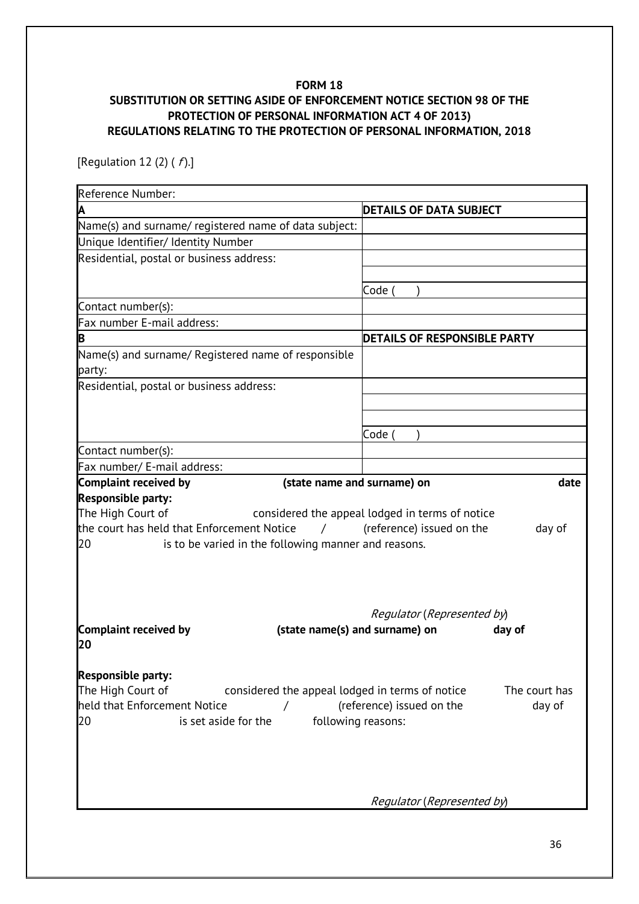**FORM 18**

**SUBSTITUTION OR SETTING ASIDE OF ENFORCEMENT NOTICE SECTION 98 OF THE PROTECTION OF PERSONAL INFORMATION ACT 4 OF 2013)**

**REGULATIONS RELATING TO THE PROTECTION OF PERSONAL INFORMATION, 2018**

[Regulation 12 (2) (*f*).]

| Reference Number: | |
|---|---|
| **A** | **DETAILS OF DATA SUBJECT** |
| Name(s) and surname/ registered name of data subject: | |
| Unique Identifier/ Identity Number | |
| Residential, postal or business address: | |
| | |
| | Code ( ) |
| Contact number(s): | |
| Fax number E-mail address: | |
| **B** | **DETAILS OF RESPONSIBLE PARTY** |
| Name(s) and surname/ Registered name of responsible party: | |
| Residential, postal or business address: | |
| | |
| | |
| | Code ( ) |
| Contact number(s): | |
| Fax number/ E-mail address: | |

**Complaint received by (state name and surname) on date**

**Responsible party:**

The High Court of considered the appeal lodged in terms of notice the court has held that Enforcement Notice / (reference) issued on the day of 20 is to be varied in the following manner and reasons.

*Regulator* (*Represented by*)

**Complaint received by (state name(s) and surname) on day of 20**

**Responsible party:**

The High Court of considered the appeal lodged in terms of notice The court has held that Enforcement Notice / (reference) issued on the day of 20 is set aside for the following reasons:

*Regulator* (*Represented by*)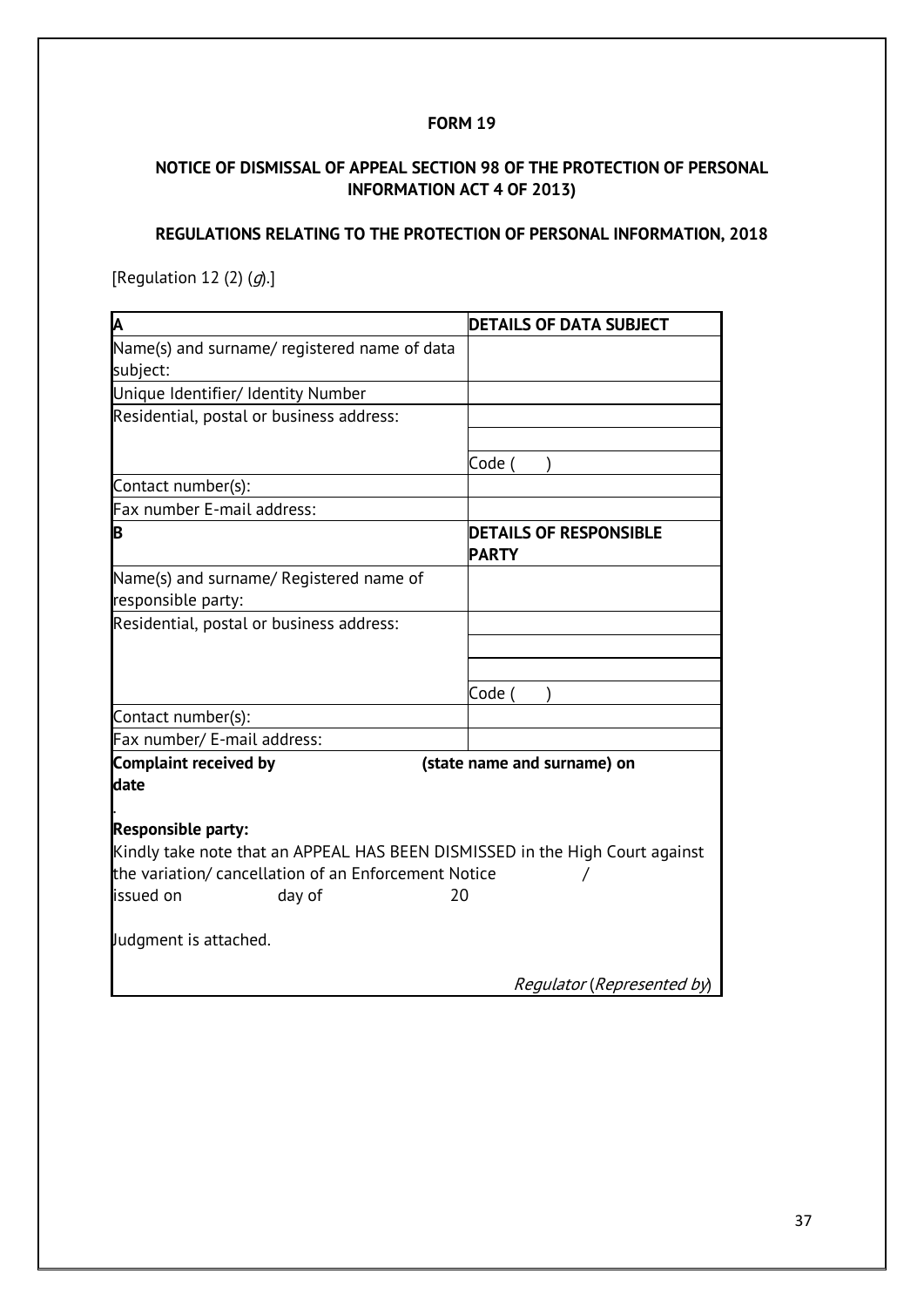**FORM 19**

**NOTICE OF DISMISSAL OF APPEAL SECTION 98 OF THE PROTECTION OF PERSONAL INFORMATION ACT 4 OF 2013)**

**REGULATIONS RELATING TO THE PROTECTION OF PERSONAL INFORMATION, 2018**

[Regulation 12 (2) (*g*).]

| **A** | **DETAILS OF DATA SUBJECT** |
|---|---|
| Name(s) and surname/ registered name of data subject: | |
| Unique Identifier/ Identity Number | |
| Residential, postal or business address: | |
| | |
| | Code ( ) |
| Contact number(s): | |
| Fax number E-mail address: | |
| **B** | **DETAILS OF RESPONSIBLE PARTY** |
| Name(s) and surname/ Registered name of responsible party: | |
| Residential, postal or business address: | |
| | |
| | |
| | Code ( ) |
| Contact number(s): | |
| Fax number/ E-mail address: | |

**Complaint received by** **(state name and surname) on date**

.

**Responsible party:**

Kindly take note that an APPEAL HAS BEEN DISMISSED in the High Court against the variation/ cancellation of an Enforcement Notice / issued on day of 20

Judgment is attached.

*Regulator* (*Represented by*)